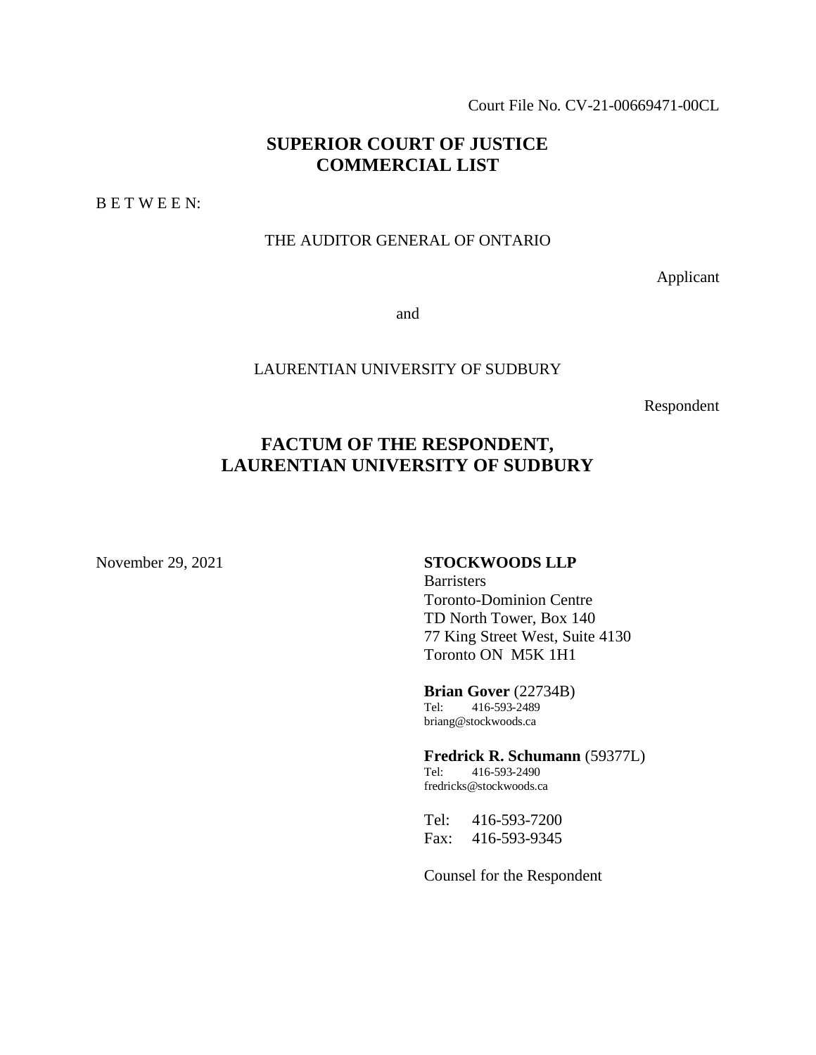Court File No. CV-21-00669471-00CL

**SUPERIOR COURT OF JUSTICE**
**COMMERCIAL LIST**

B E T W E E N:

THE AUDITOR GENERAL OF ONTARIO

Applicant

and

LAURENTIAN UNIVERSITY OF SUDBURY

Respondent

# FACTUM OF THE RESPONDENT, LAURENTIAN UNIVERSITY OF SUDBURY

November 29, 2021

**STOCKWOODS LLP**
Barristers
Toronto-Dominion Centre
TD North Tower, Box 140
77 King Street West, Suite 4130
Toronto ON M5K 1H1

**Brian Gover** (22734B)
Tel: 416-593-2489
briang@stockwoods.ca

**Fredrick R. Schumann** (59377L)
Tel: 416-593-2490
fredricks@stockwoods.ca

Tel: 416-593-7200
Fax: 416-593-9345

Counsel for the Respondent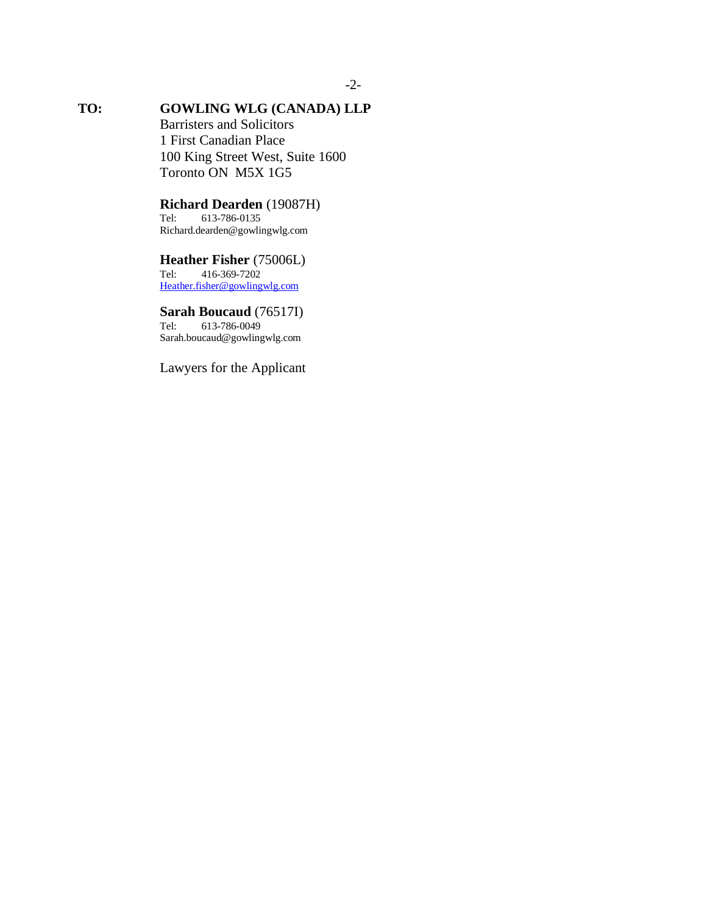**TO:** **GOWLING WLG (CANADA) LLP**
Barristers and Solicitors
1 First Canadian Place
100 King Street West, Suite 1600
Toronto ON  M5X 1G5

**Richard Dearden** (19087H)
Tel: 613-786-0135
Richard.dearden@gowlingwlg.com

**Heather Fisher** (75006L)
Tel: 416-369-7202
Heather.fisher@gowlingwlg.com

**Sarah Boucaud** (76517I)
Tel: 613-786-0049
Sarah.boucaud@gowlingwlg.com

Lawyers for the Applicant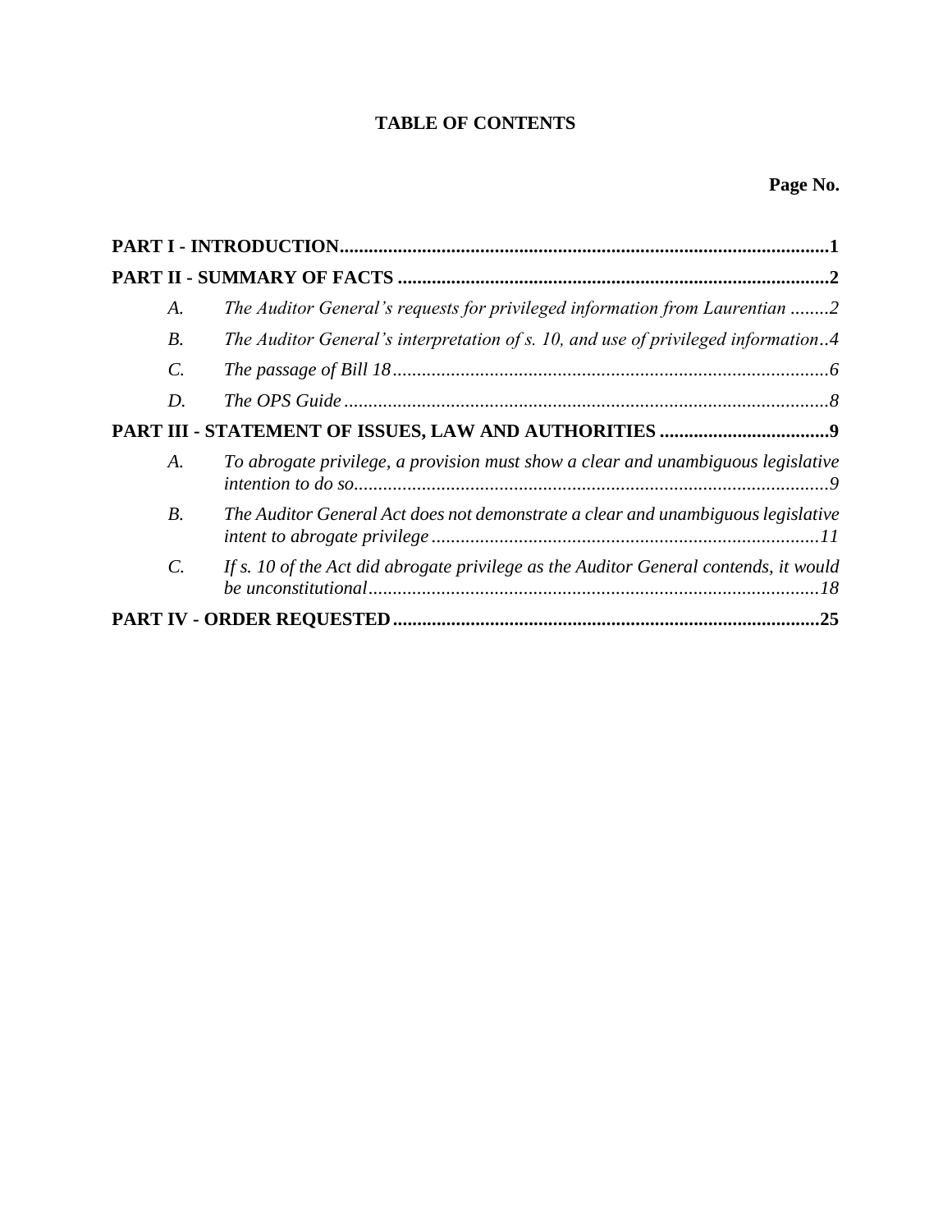# TABLE OF CONTENTS

| | | Page No. |
|---|---|---|
| **PART I - INTRODUCTION** | | **1** |
| **PART II - SUMMARY OF FACTS** | | **2** |
| *A.* | *The Auditor General's requests for privileged information from Laurentian* | *2* |
| *B.* | *The Auditor General's interpretation of s. 10, and use of privileged information* | *4* |
| *C.* | *The passage of Bill 18* | *6* |
| *D.* | *The OPS Guide* | *8* |
| **PART III - STATEMENT OF ISSUES, LAW AND AUTHORITIES** | | **9** |
| *A.* | *To abrogate privilege, a provision must show a clear and unambiguous legislative intention to do so* | *9* |
| *B.* | *The Auditor General Act does not demonstrate a clear and unambiguous legislative intent to abrogate privilege* | *11* |
| *C.* | *If s. 10 of the Act did abrogate privilege as the Auditor General contends, it would be unconstitutional* | *18* |
| **PART IV - ORDER REQUESTED** | | **25** |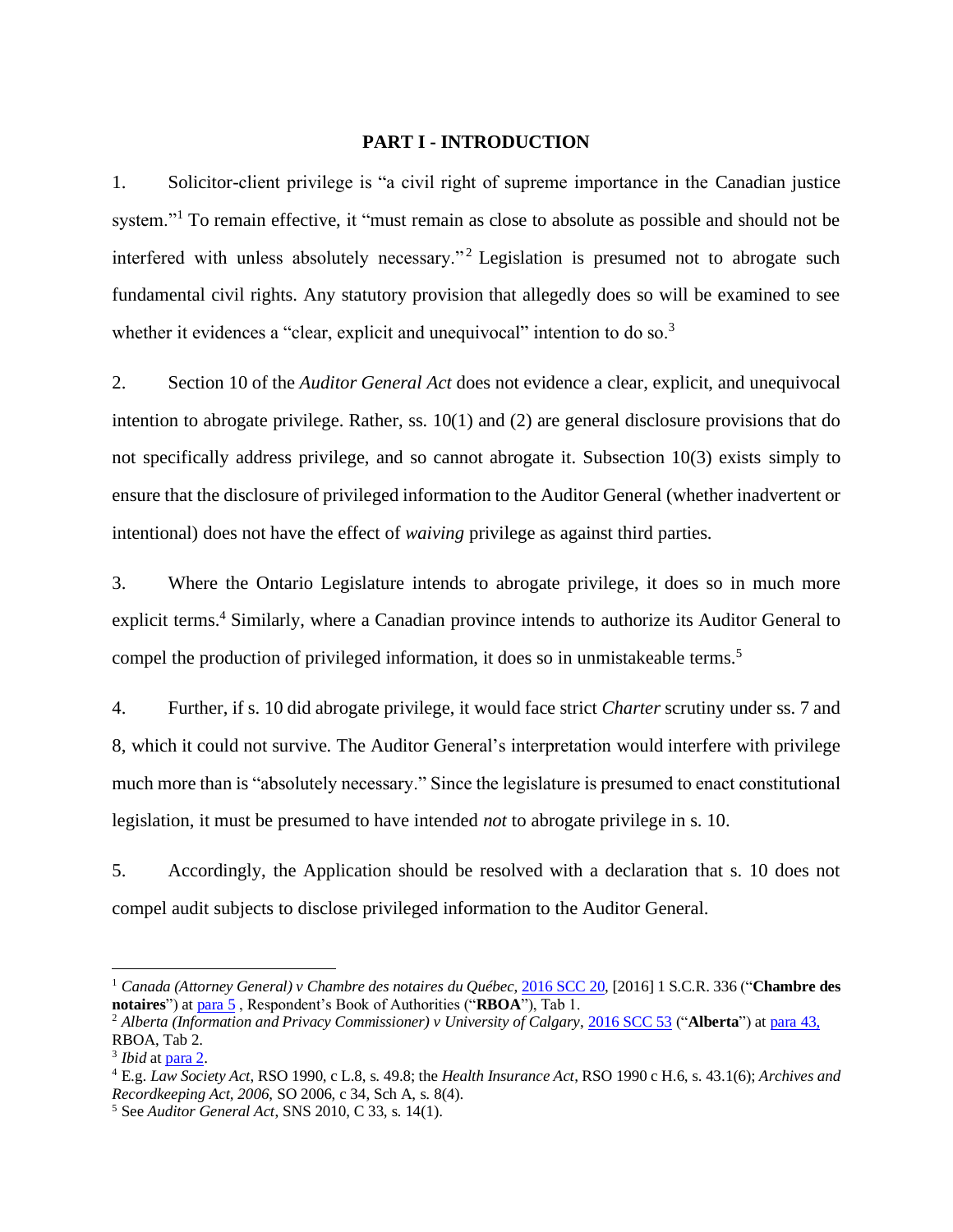## PART I - INTRODUCTION

1. Solicitor-client privilege is "a civil right of supreme importance in the Canadian justice system."[1] To remain effective, it "must remain as close to absolute as possible and should not be interfered with unless absolutely necessary."[2] Legislation is presumed not to abrogate such fundamental civil rights. Any statutory provision that allegedly does so will be examined to see whether it evidences a "clear, explicit and unequivocal" intention to do so.[3]

2. Section 10 of the *Auditor General Act* does not evidence a clear, explicit, and unequivocal intention to abrogate privilege. Rather, ss. 10(1) and (2) are general disclosure provisions that do not specifically address privilege, and so cannot abrogate it. Subsection 10(3) exists simply to ensure that the disclosure of privileged information to the Auditor General (whether inadvertent or intentional) does not have the effect of *waiving* privilege as against third parties.

3. Where the Ontario Legislature intends to abrogate privilege, it does so in much more explicit terms.[4] Similarly, where a Canadian province intends to authorize its Auditor General to compel the production of privileged information, it does so in unmistakeable terms.[5]

4. Further, if s. 10 did abrogate privilege, it would face strict *Charter* scrutiny under ss. 7 and 8, which it could not survive. The Auditor General's interpretation would interfere with privilege much more than is "absolutely necessary." Since the legislature is presumed to enact constitutional legislation, it must be presumed to have intended *not* to abrogate privilege in s. 10.

5. Accordingly, the Application should be resolved with a declaration that s. 10 does not compel audit subjects to disclose privileged information to the Auditor General.

---

[1] *Canada (Attorney General) v Chambre des notaires du Québec*, 2016 SCC 20, [2016] 1 S.C.R. 336 ("**Chambre des notaires**") at para 5 , Respondent's Book of Authorities ("**RBOA**"), Tab 1.

[2] *Alberta (Information and Privacy Commissioner) v University of Calgary*, 2016 SCC 53 ("**Alberta**") at para 43, RBOA, Tab 2.

[3] *Ibid* at para 2.

[4] E.g. *Law Society Act*, RSO 1990, c L.8, s. 49.8; the *Health Insurance Act*, RSO 1990 c H.6, s. 43.1(6); *Archives and Recordkeeping Act, 2006*, SO 2006, c 34, Sch A, s. 8(4).

[5] See *Auditor General Act*, SNS 2010, C 33, s. 14(1).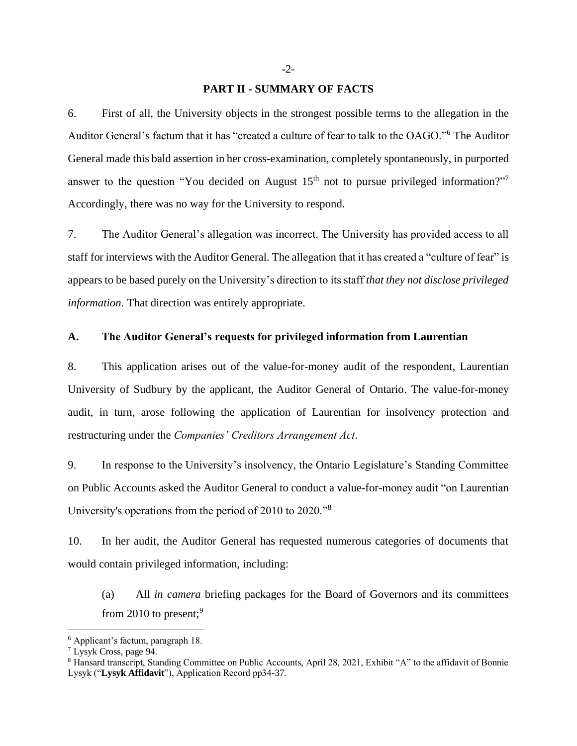## PART II - SUMMARY OF FACTS

6. First of all, the University objects in the strongest possible terms to the allegation in the Auditor General's factum that it has "created a culture of fear to talk to the OAGO."[6] The Auditor General made this bald assertion in her cross-examination, completely spontaneously, in purported answer to the question "You decided on August 15th not to pursue privileged information?"[7] Accordingly, there was no way for the University to respond.

7. The Auditor General's allegation was incorrect. The University has provided access to all staff for interviews with the Auditor General. The allegation that it has created a "culture of fear" is appears to be based purely on the University's direction to its staff *that they not disclose privileged information.* That direction was entirely appropriate.

### A. The Auditor General's requests for privileged information from Laurentian

8. This application arises out of the value-for-money audit of the respondent, Laurentian University of Sudbury by the applicant, the Auditor General of Ontario. The value-for-money audit, in turn, arose following the application of Laurentian for insolvency protection and restructuring under the *Companies' Creditors Arrangement Act*.

9. In response to the University's insolvency, the Ontario Legislature's Standing Committee on Public Accounts asked the Auditor General to conduct a value-for-money audit "on Laurentian University's operations from the period of 2010 to 2020."[8]

10. In her audit, the Auditor General has requested numerous categories of documents that would contain privileged information, including:

(a) All *in camera* briefing packages for the Board of Governors and its committees from 2010 to present;[9]

---

[6] Applicant's factum, paragraph 18.

[7] Lysyk Cross, page 94.

[8] Hansard transcript, Standing Committee on Public Accounts, April 28, 2021, Exhibit "A" to the affidavit of Bonnie Lysyk ("**Lysyk Affidavit**"), Application Record pp34-37.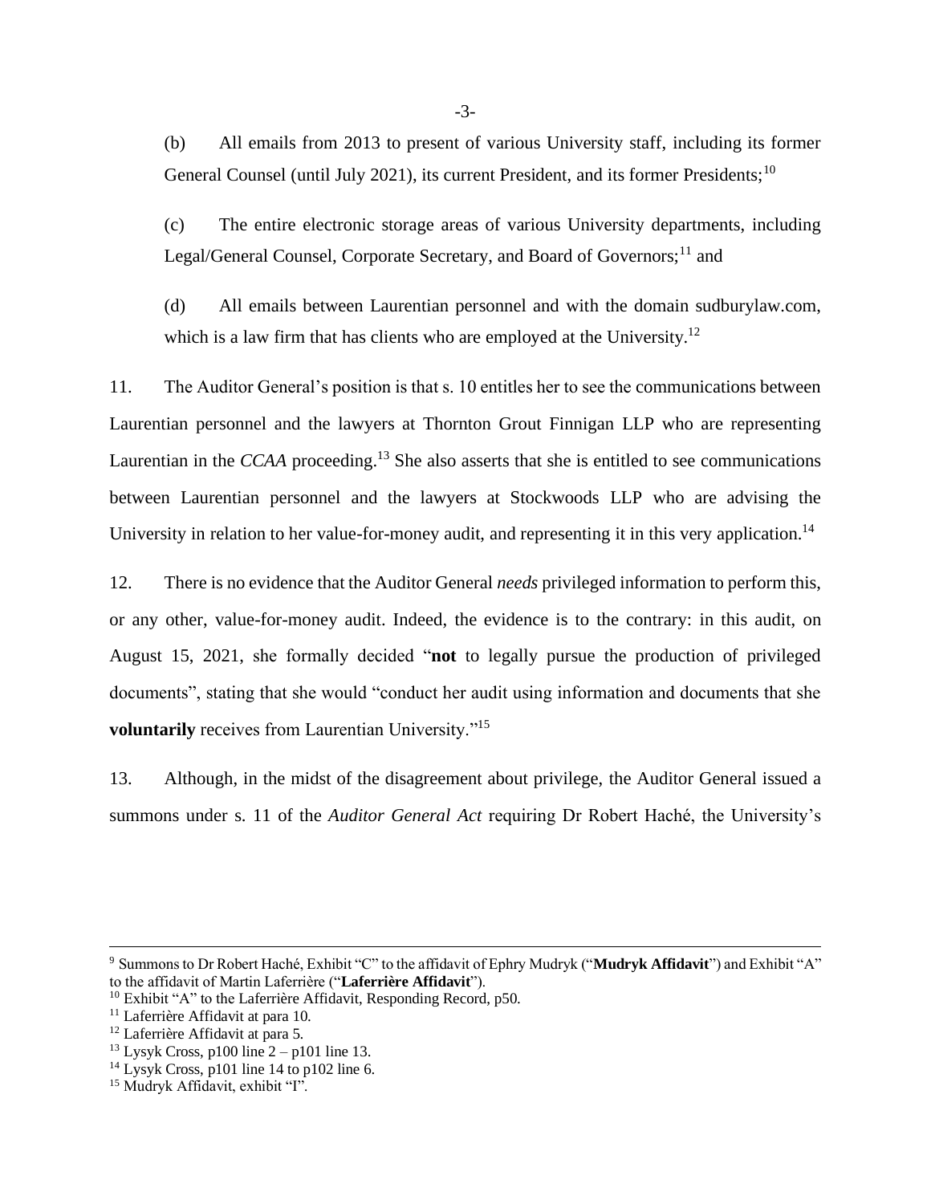(b) All emails from 2013 to present of various University staff, including its former General Counsel (until July 2021), its current President, and its former Presidents;[10]

(c) The entire electronic storage areas of various University departments, including Legal/General Counsel, Corporate Secretary, and Board of Governors;[11] and

(d) All emails between Laurentian personnel and with the domain sudburylaw.com, which is a law firm that has clients who are employed at the University.[12]

11. The Auditor General's position is that s. 10 entitles her to see the communications between Laurentian personnel and the lawyers at Thornton Grout Finnigan LLP who are representing Laurentian in the *CCAA* proceeding.[13] She also asserts that she is entitled to see communications between Laurentian personnel and the lawyers at Stockwoods LLP who are advising the University in relation to her value-for-money audit, and representing it in this very application.[14]

12. There is no evidence that the Auditor General *needs* privileged information to perform this, or any other, value-for-money audit. Indeed, the evidence is to the contrary: in this audit, on August 15, 2021, she formally decided "**not** to legally pursue the production of privileged documents", stating that she would "conduct her audit using information and documents that she **voluntarily** receives from Laurentian University."[15]

13. Although, in the midst of the disagreement about privilege, the Auditor General issued a summons under s. 11 of the *Auditor General Act* requiring Dr Robert Haché, the University's

---

[9] Summons to Dr Robert Haché, Exhibit "C" to the affidavit of Ephry Mudryk ("**Mudryk Affidavit**") and Exhibit "A" to the affidavit of Martin Laferrière ("**Laferrière Affidavit**").

[10] Exhibit "A" to the Laferrière Affidavit, Responding Record, p50.

[11] Laferrière Affidavit at para 10.

[12] Laferrière Affidavit at para 5.

[13] Lysyk Cross, p100 line 2 – p101 line 13.

[14] Lysyk Cross, p101 line 14 to p102 line 6.

[15] Mudryk Affidavit, exhibit "I".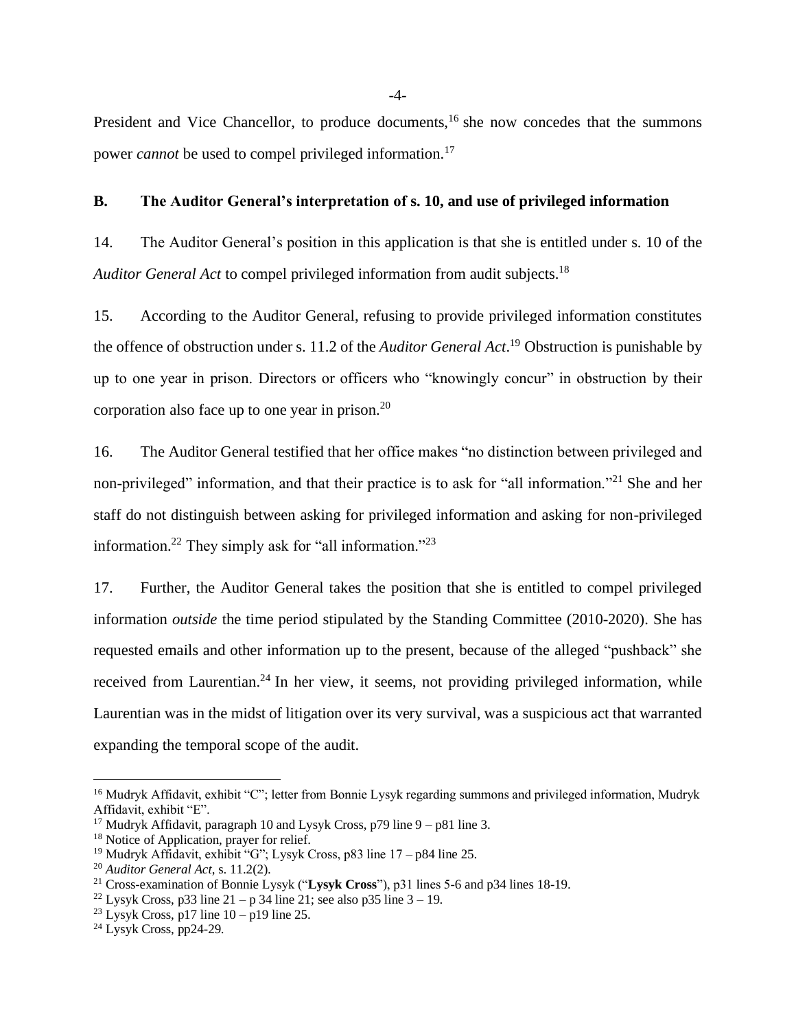President and Vice Chancellor, to produce documents,[16] she now concedes that the summons power *cannot* be used to compel privileged information.[17]

## B. The Auditor General's interpretation of s. 10, and use of privileged information

14. The Auditor General's position in this application is that she is entitled under s. 10 of the *Auditor General Act* to compel privileged information from audit subjects.[18]

15. According to the Auditor General, refusing to provide privileged information constitutes the offence of obstruction under s. 11.2 of the *Auditor General Act*.[19] Obstruction is punishable by up to one year in prison. Directors or officers who "knowingly concur" in obstruction by their corporation also face up to one year in prison.[20]

16. The Auditor General testified that her office makes "no distinction between privileged and non-privileged" information, and that their practice is to ask for "all information."[21] She and her staff do not distinguish between asking for privileged information and asking for non-privileged information.[22] They simply ask for "all information."[23]

17. Further, the Auditor General takes the position that she is entitled to compel privileged information *outside* the time period stipulated by the Standing Committee (2010-2020). She has requested emails and other information up to the present, because of the alleged "pushback" she received from Laurentian.[24] In her view, it seems, not providing privileged information, while Laurentian was in the midst of litigation over its very survival, was a suspicious act that warranted expanding the temporal scope of the audit.

---

[16] Mudryk Affidavit, exhibit "C"; letter from Bonnie Lysyk regarding summons and privileged information, Mudryk Affidavit, exhibit "E".

[17] Mudryk Affidavit, paragraph 10 and Lysyk Cross, p79 line 9 – p81 line 3.

[18] Notice of Application, prayer for relief.

[19] Mudryk Affidavit, exhibit "G"; Lysyk Cross, p83 line 17 – p84 line 25.

[20] *Auditor General Act*, s. 11.2(2).

[21] Cross-examination of Bonnie Lysyk ("**Lysyk Cross**"), p31 lines 5-6 and p34 lines 18-19.

[22] Lysyk Cross, p33 line 21 – p 34 line 21; see also p35 line 3 – 19.

[23] Lysyk Cross, p17 line 10 – p19 line 25.

[24] Lysyk Cross, pp24-29.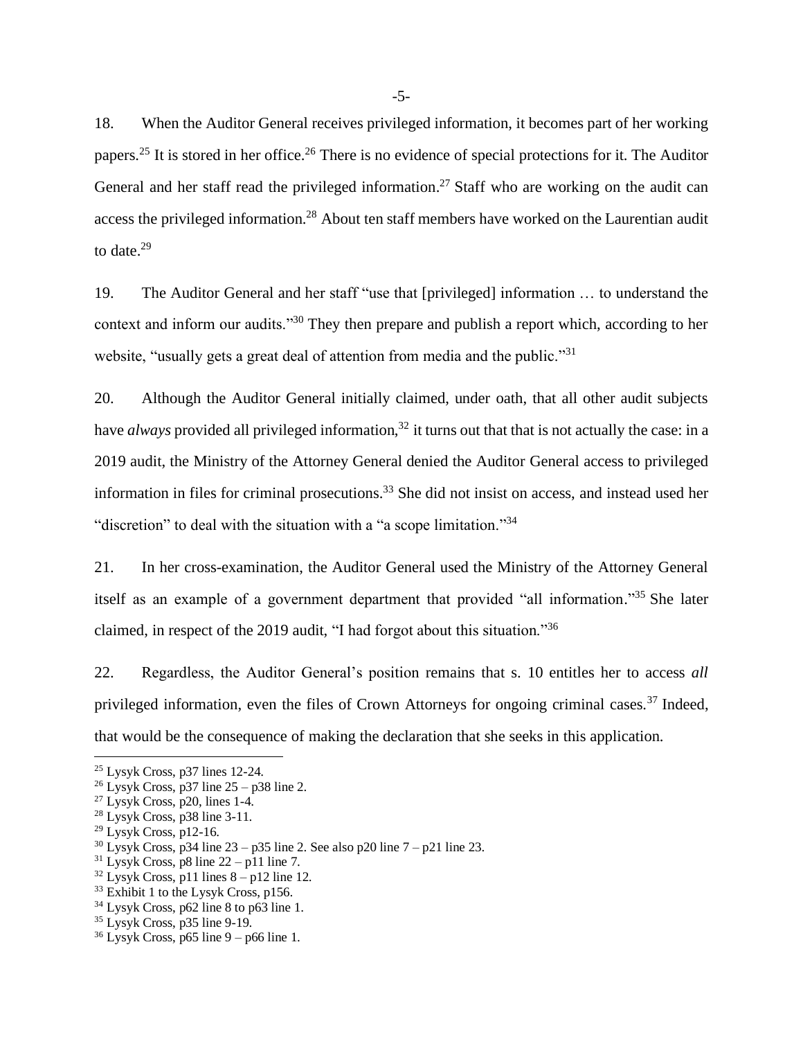18. When the Auditor General receives privileged information, it becomes part of her working papers.[25] It is stored in her office.[26] There is no evidence of special protections for it. The Auditor General and her staff read the privileged information.[27] Staff who are working on the audit can access the privileged information.[28] About ten staff members have worked on the Laurentian audit to date.[29]

19. The Auditor General and her staff "use that [privileged] information … to understand the context and inform our audits."[30] They then prepare and publish a report which, according to her website, "usually gets a great deal of attention from media and the public."[31]

20. Although the Auditor General initially claimed, under oath, that all other audit subjects have *always* provided all privileged information,[32] it turns out that that is not actually the case: in a 2019 audit, the Ministry of the Attorney General denied the Auditor General access to privileged information in files for criminal prosecutions.[33] She did not insist on access, and instead used her "discretion" to deal with the situation with a "a scope limitation."[34]

21. In her cross-examination, the Auditor General used the Ministry of the Attorney General itself as an example of a government department that provided "all information."[35] She later claimed, in respect of the 2019 audit, "I had forgot about this situation."[36]

22. Regardless, the Auditor General's position remains that s. 10 entitles her to access *all* privileged information, even the files of Crown Attorneys for ongoing criminal cases.[37] Indeed, that would be the consequence of making the declaration that she seeks in this application.

---

[25] Lysyk Cross, p37 lines 12-24.
[26] Lysyk Cross, p37 line 25 – p38 line 2.
[27] Lysyk Cross, p20, lines 1-4.
[28] Lysyk Cross, p38 line 3-11.
[29] Lysyk Cross, p12-16.
[30] Lysyk Cross, p34 line 23 – p35 line 2. See also p20 line 7 – p21 line 23.
[31] Lysyk Cross, p8 line 22 – p11 line 7.
[32] Lysyk Cross, p11 lines 8 – p12 line 12.
[33] Exhibit 1 to the Lysyk Cross, p156.
[34] Lysyk Cross, p62 line 8 to p63 line 1.
[35] Lysyk Cross, p35 line 9-19.
[36] Lysyk Cross, p65 line 9 – p66 line 1.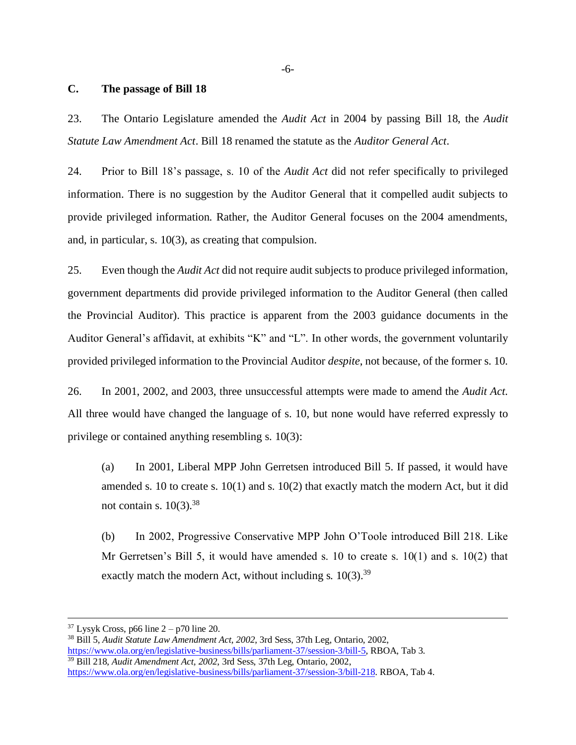## C. The passage of Bill 18

23. The Ontario Legislature amended the *Audit Act* in 2004 by passing Bill 18, the *Audit Statute Law Amendment Act*. Bill 18 renamed the statute as the *Auditor General Act*.

24. Prior to Bill 18's passage, s. 10 of the *Audit Act* did not refer specifically to privileged information. There is no suggestion by the Auditor General that it compelled audit subjects to provide privileged information. Rather, the Auditor General focuses on the 2004 amendments, and, in particular, s. 10(3), as creating that compulsion.

25. Even though the *Audit Act* did not require audit subjects to produce privileged information, government departments did provide privileged information to the Auditor General (then called the Provincial Auditor). This practice is apparent from the 2003 guidance documents in the Auditor General's affidavit, at exhibits "K" and "L". In other words, the government voluntarily provided privileged information to the Provincial Auditor *despite*, not because, of the former s. 10.

26. In 2001, 2002, and 2003, three unsuccessful attempts were made to amend the *Audit Act*. All three would have changed the language of s. 10, but none would have referred expressly to privilege or contained anything resembling s. 10(3):

(a) In 2001, Liberal MPP John Gerretsen introduced Bill 5. If passed, it would have amended s. 10 to create s. 10(1) and s. 10(2) that exactly match the modern Act, but it did not contain s. 10(3).[38]

(b) In 2002, Progressive Conservative MPP John O'Toole introduced Bill 218. Like Mr Gerretsen's Bill 5, it would have amended s. 10 to create s. 10(1) and s. 10(2) that exactly match the modern Act, without including s. 10(3).[39]

---

[37] Lysyk Cross, p66 line 2 – p70 line 20.

[38] Bill 5, *Audit Statute Law Amendment Act, 2002*, 3rd Sess, 37th Leg, Ontario, 2002, https://www.ola.org/en/legislative-business/bills/parliament-37/session-3/bill-5, RBOA, Tab 3.

[39] Bill 218, *Audit Amendment Act, 2002*, 3rd Sess, 37th Leg, Ontario, 2002, https://www.ola.org/en/legislative-business/bills/parliament-37/session-3/bill-218. RBOA, Tab 4.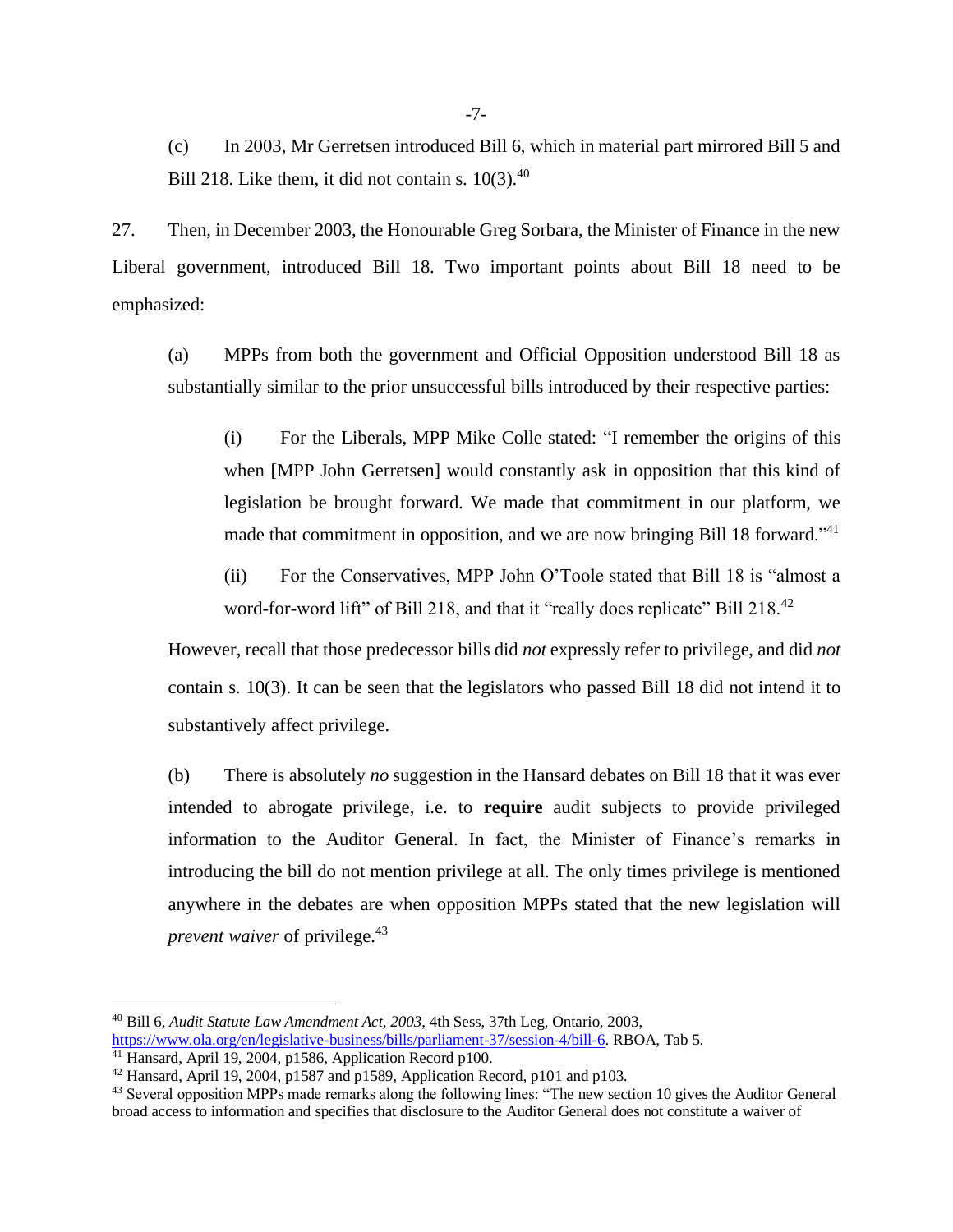(c) In 2003, Mr Gerretsen introduced Bill 6, which in material part mirrored Bill 5 and Bill 218. Like them, it did not contain s. 10(3).[40]

27. Then, in December 2003, the Honourable Greg Sorbara, the Minister of Finance in the new Liberal government, introduced Bill 18. Two important points about Bill 18 need to be emphasized:

(a) MPPs from both the government and Official Opposition understood Bill 18 as substantially similar to the prior unsuccessful bills introduced by their respective parties:

(i) For the Liberals, MPP Mike Colle stated: "I remember the origins of this when [MPP John Gerretsen] would constantly ask in opposition that this kind of legislation be brought forward. We made that commitment in our platform, we made that commitment in opposition, and we are now bringing Bill 18 forward."[41]

(ii) For the Conservatives, MPP John O'Toole stated that Bill 18 is "almost a word-for-word lift" of Bill 218, and that it "really does replicate" Bill 218.[42]

However, recall that those predecessor bills did *not* expressly refer to privilege, and did *not* contain s. 10(3). It can be seen that the legislators who passed Bill 18 did not intend it to substantively affect privilege.

(b) There is absolutely *no* suggestion in the Hansard debates on Bill 18 that it was ever intended to abrogate privilege, i.e. to **require** audit subjects to provide privileged information to the Auditor General. In fact, the Minister of Finance's remarks in introducing the bill do not mention privilege at all. The only times privilege is mentioned anywhere in the debates are when opposition MPPs stated that the new legislation will *prevent waiver* of privilege.[43]

---

[40] Bill 6, *Audit Statute Law Amendment Act, 2003*, 4th Sess, 37th Leg, Ontario, 2003, https://www.ola.org/en/legislative-business/bills/parliament-37/session-4/bill-6. RBOA, Tab 5.

[41] Hansard, April 19, 2004, p1586, Application Record p100.

[42] Hansard, April 19, 2004, p1587 and p1589, Application Record, p101 and p103.

[43] Several opposition MPPs made remarks along the following lines: "The new section 10 gives the Auditor General broad access to information and specifies that disclosure to the Auditor General does not constitute a waiver of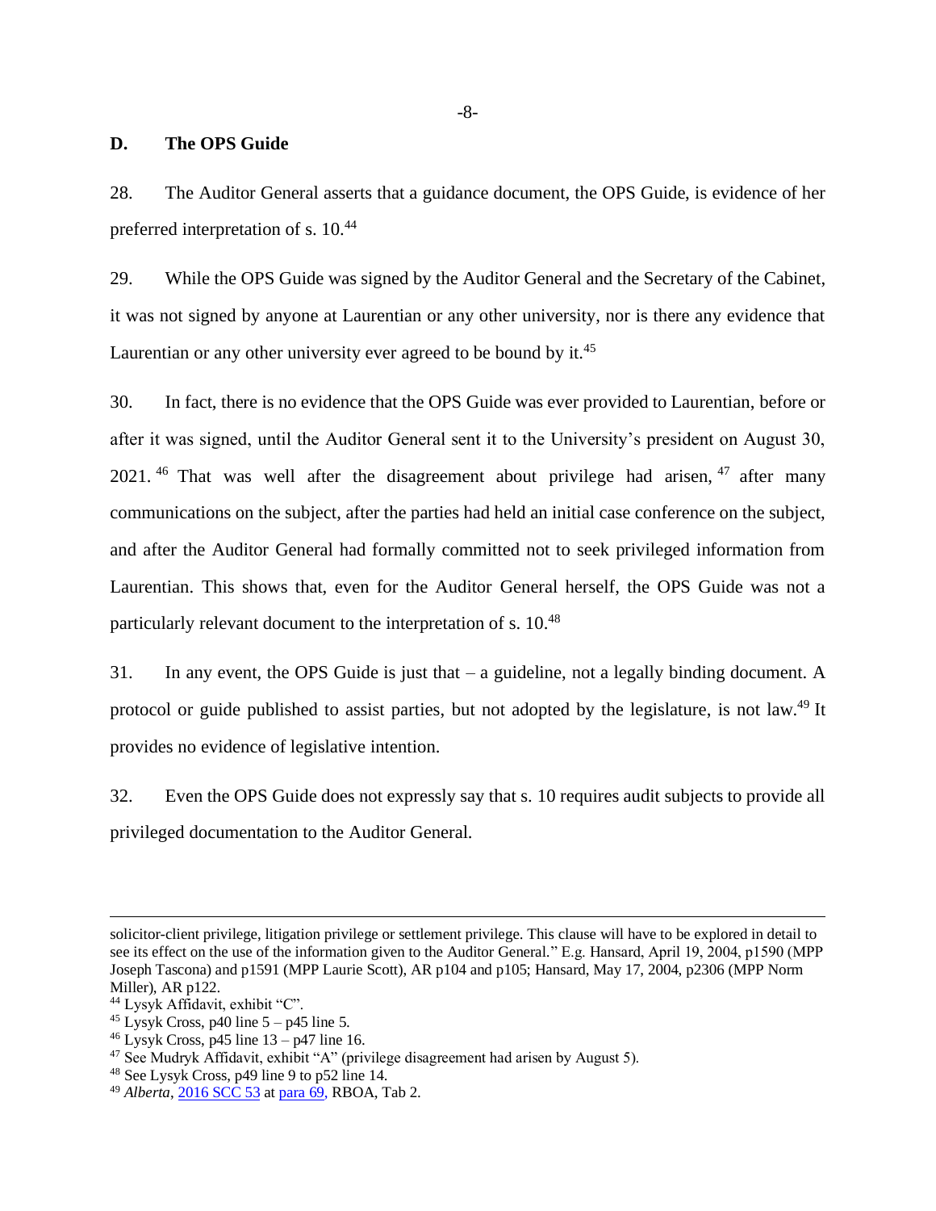## D. The OPS Guide

28. The Auditor General asserts that a guidance document, the OPS Guide, is evidence of her preferred interpretation of s. 10.[44]

29. While the OPS Guide was signed by the Auditor General and the Secretary of the Cabinet, it was not signed by anyone at Laurentian or any other university, nor is there any evidence that Laurentian or any other university ever agreed to be bound by it.[45]

30. In fact, there is no evidence that the OPS Guide was ever provided to Laurentian, before or after it was signed, until the Auditor General sent it to the University's president on August 30, 2021.[46] That was well after the disagreement about privilege had arisen,[47] after many communications on the subject, after the parties had held an initial case conference on the subject, and after the Auditor General had formally committed not to seek privileged information from Laurentian. This shows that, even for the Auditor General herself, the OPS Guide was not a particularly relevant document to the interpretation of s. 10.[48]

31. In any event, the OPS Guide is just that – a guideline, not a legally binding document. A protocol or guide published to assist parties, but not adopted by the legislature, is not law.[49] It provides no evidence of legislative intention.

32. Even the OPS Guide does not expressly say that s. 10 requires audit subjects to provide all privileged documentation to the Auditor General.

---

solicitor-client privilege, litigation privilege or settlement privilege. This clause will have to be explored in detail to see its effect on the use of the information given to the Auditor General." E.g. Hansard, April 19, 2004, p1590 (MPP Joseph Tascona) and p1591 (MPP Laurie Scott), AR p104 and p105; Hansard, May 17, 2004, p2306 (MPP Norm Miller), AR p122.

[44] Lysyk Affidavit, exhibit "C".

[45] Lysyk Cross, p40 line 5 – p45 line 5.

[46] Lysyk Cross, p45 line 13 – p47 line 16.

[47] See Mudryk Affidavit, exhibit "A" (privilege disagreement had arisen by August 5).

[48] See Lysyk Cross, p49 line 9 to p52 line 14.

[49] *Alberta*, 2016 SCC 53 at para 69, RBOA, Tab 2.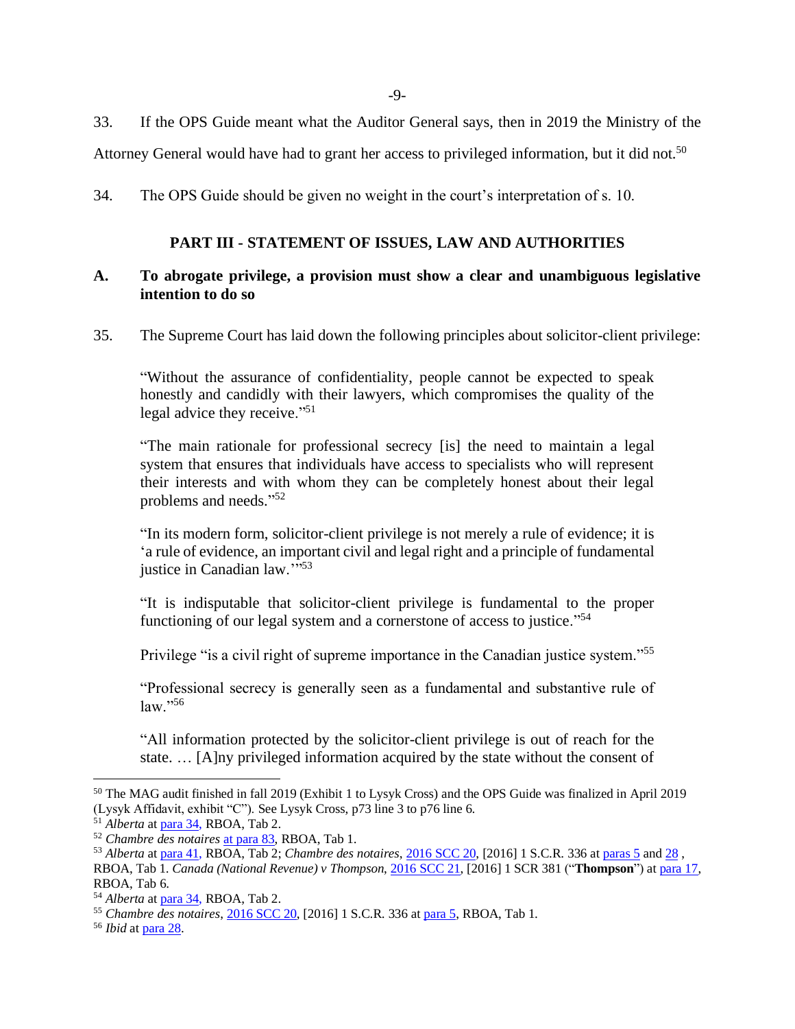33. If the OPS Guide meant what the Auditor General says, then in 2019 the Ministry of the Attorney General would have had to grant her access to privileged information, but it did not.[50]

34. The OPS Guide should be given no weight in the court's interpretation of s. 10.

## PART III - STATEMENT OF ISSUES, LAW AND AUTHORITIES

### A. To abrogate privilege, a provision must show a clear and unambiguous legislative intention to do so

35. The Supreme Court has laid down the following principles about solicitor-client privilege:

> "Without the assurance of confidentiality, people cannot be expected to speak honestly and candidly with their lawyers, which compromises the quality of the legal advice they receive."[51]
>
> "The main rationale for professional secrecy [is] the need to maintain a legal system that ensures that individuals have access to specialists who will represent their interests and with whom they can be completely honest about their legal problems and needs."[52]
>
> "In its modern form, solicitor-client privilege is not merely a rule of evidence; it is 'a rule of evidence, an important civil and legal right and a principle of fundamental justice in Canadian law.'"[53]
>
> "It is indisputable that solicitor-client privilege is fundamental to the proper functioning of our legal system and a cornerstone of access to justice."[54]
>
> Privilege "is a civil right of supreme importance in the Canadian justice system."[55]
>
> "Professional secrecy is generally seen as a fundamental and substantive rule of law."[56]
>
> "All information protected by the solicitor-client privilege is out of reach for the state. … [A]ny privileged information acquired by the state without the consent of

---

[50] The MAG audit finished in fall 2019 (Exhibit 1 to Lysyk Cross) and the OPS Guide was finalized in April 2019 (Lysyk Affidavit, exhibit "C"). See Lysyk Cross, p73 line 3 to p76 line 6.

[51] *Alberta* at para 34, RBOA, Tab 2.

[52] *Chambre des notaires* at para 83, RBOA, Tab 1.

[53] *Alberta* at para 41, RBOA, Tab 2; *Chambre des notaires*, 2016 SCC 20, [2016] 1 S.C.R. 336 at paras 5 and 28 , RBOA, Tab 1. *Canada (National Revenue) v Thompson*, 2016 SCC 21, [2016] 1 SCR 381 ("**Thompson**") at para 17, RBOA, Tab 6.

[54] *Alberta* at para 34, RBOA, Tab 2.

[55] *Chambre des notaires*, 2016 SCC 20, [2016] 1 S.C.R. 336 at para 5, RBOA, Tab 1.

[56] *Ibid* at para 28.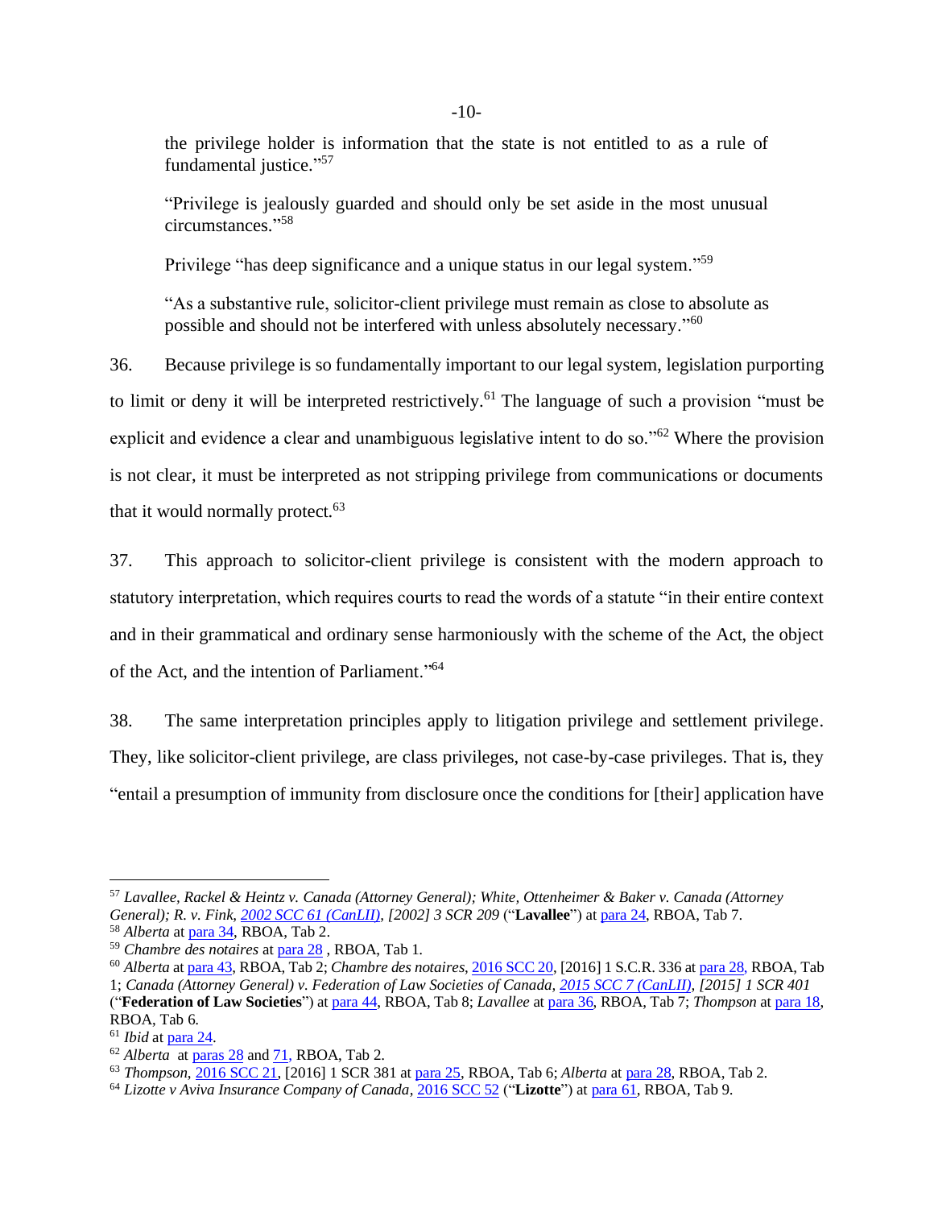the privilege holder is information that the state is not entitled to as a rule of fundamental justice."[57]

"Privilege is jealously guarded and should only be set aside in the most unusual circumstances."[58]

Privilege "has deep significance and a unique status in our legal system."[59]

"As a substantive rule, solicitor-client privilege must remain as close to absolute as possible and should not be interfered with unless absolutely necessary."[60]

36. Because privilege is so fundamentally important to our legal system, legislation purporting to limit or deny it will be interpreted restrictively.[61] The language of such a provision "must be explicit and evidence a clear and unambiguous legislative intent to do so."[62] Where the provision is not clear, it must be interpreted as not stripping privilege from communications or documents that it would normally protect.[63]

37. This approach to solicitor-client privilege is consistent with the modern approach to statutory interpretation, which requires courts to read the words of a statute "in their entire context and in their grammatical and ordinary sense harmoniously with the scheme of the Act, the object of the Act, and the intention of Parliament."[64]

38. The same interpretation principles apply to litigation privilege and settlement privilege. They, like solicitor-client privilege, are class privileges, not case-by-case privileges. That is, they "entail a presumption of immunity from disclosure once the conditions for [their] application have

---

[57] *Lavallee, Rackel & Heintz v. Canada (Attorney General); White, Ottenheimer & Baker v. Canada (Attorney General); R. v. Fink, 2002 SCC 61 (CanLII), [2002] 3 SCR 209* ("**Lavallee**") at para 24, RBOA, Tab 7.

[58] *Alberta* at para 34, RBOA, Tab 2.

[59] *Chambre des notaires* at para 28 , RBOA, Tab 1.

[60] *Alberta* at para 43, RBOA, Tab 2; *Chambre des notaires*, 2016 SCC 20, [2016] 1 S.C.R. 336 at para 28, RBOA, Tab 1; *Canada (Attorney General) v. Federation of Law Societies of Canada, 2015 SCC 7 (CanLII), [2015] 1 SCR 401* ("**Federation of Law Societies**") at para 44, RBOA, Tab 8; *Lavallee* at para 36, RBOA, Tab 7; *Thompson* at para 18, RBOA, Tab 6.

[61] *Ibid* at para 24.

[62] *Alberta* at paras 28 and 71, RBOA, Tab 2.

[63] *Thompson*, 2016 SCC 21, [2016] 1 SCR 381 at para 25, RBOA, Tab 6; *Alberta* at para 28, RBOA, Tab 2.

[64] *Lizotte v Aviva Insurance Company of Canada*, 2016 SCC 52 ("**Lizotte**") at para 61, RBOA, Tab 9.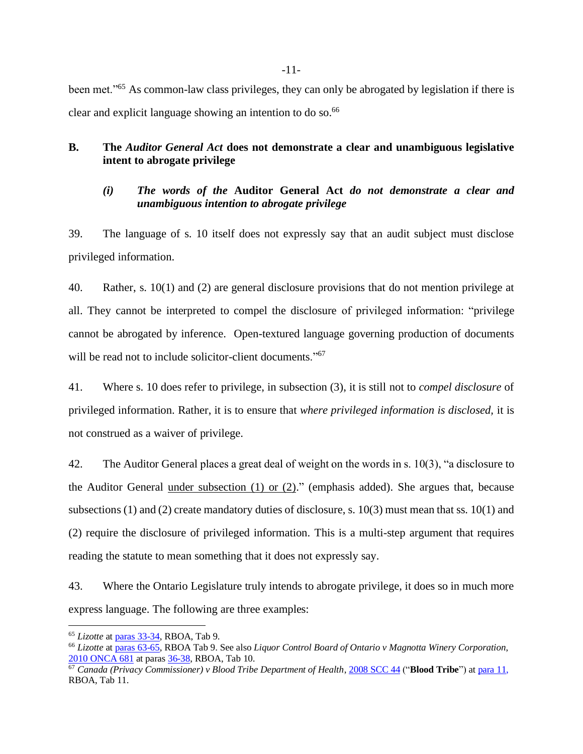been met."[65] As common-law class privileges, they can only be abrogated by legislation if there is clear and explicit language showing an intention to do so.[66]

## B. The *Auditor General Act* does not demonstrate a clear and unambiguous legislative intent to abrogate privilege

### *(i) The words of the* Auditor General Act *do not demonstrate a clear and unambiguous intention to abrogate privilege*

39. The language of s. 10 itself does not expressly say that an audit subject must disclose privileged information.

40. Rather, s. 10(1) and (2) are general disclosure provisions that do not mention privilege at all. They cannot be interpreted to compel the disclosure of privileged information: "privilege cannot be abrogated by inference. Open-textured language governing production of documents will be read not to include solicitor-client documents."[67]

41. Where s. 10 does refer to privilege, in subsection (3), it is still not to *compel disclosure* of privileged information. Rather, it is to ensure that *where privileged information is disclosed*, it is not construed as a waiver of privilege.

42. The Auditor General places a great deal of weight on the words in s. 10(3), "a disclosure to the Auditor General <u>under subsection (1) or (2)</u>." (emphasis added). She argues that, because subsections (1) and (2) create mandatory duties of disclosure, s. 10(3) must mean that ss. 10(1) and (2) require the disclosure of privileged information. This is a multi-step argument that requires reading the statute to mean something that it does not expressly say.

43. Where the Ontario Legislature truly intends to abrogate privilege, it does so in much more express language. The following are three examples:

---

[65] *Lizotte* at paras 33-34, RBOA, Tab 9.

[66] *Lizotte* at paras 63-65, RBOA Tab 9. See also *Liquor Control Board of Ontario v Magnotta Winery Corporation*, 2010 ONCA 681 at paras 36-38, RBOA, Tab 10.

[67] *Canada (Privacy Commissioner) v Blood Tribe Department of Health*, 2008 SCC 44 ("**Blood Tribe**") at para 11, RBOA, Tab 11.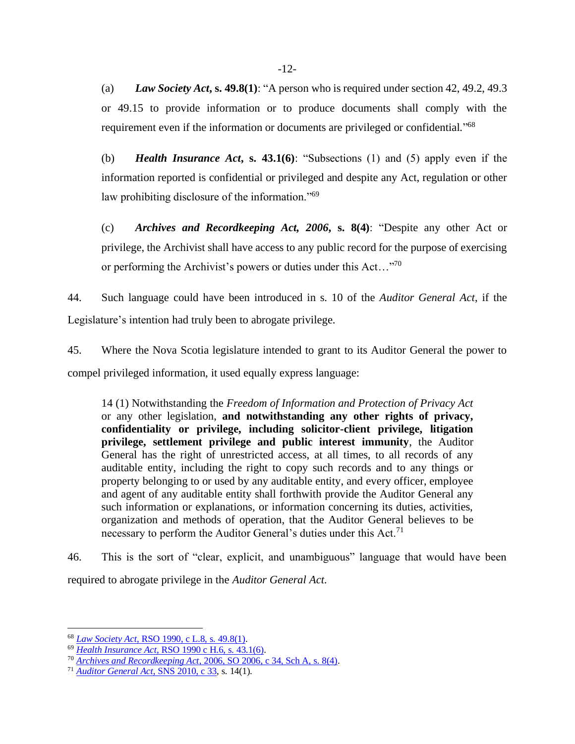(a) ***Law Society Act*, s. 49.8(1)**: "A person who is required under section 42, 49.2, 49.3 or 49.15 to provide information or to produce documents shall comply with the requirement even if the information or documents are privileged or confidential."[68]

(b) ***Health Insurance Act*, s. 43.1(6)**: "Subsections (1) and (5) apply even if the information reported is confidential or privileged and despite any Act, regulation or other law prohibiting disclosure of the information."[69]

(c) ***Archives and Recordkeeping Act, 2006*, s. 8(4)**: "Despite any other Act or privilege, the Archivist shall have access to any public record for the purpose of exercising or performing the Archivist's powers or duties under this Act…"[70]

44. Such language could have been introduced in s. 10 of the *Auditor General Act*, if the Legislature's intention had truly been to abrogate privilege.

45. Where the Nova Scotia legislature intended to grant to its Auditor General the power to compel privileged information, it used equally express language:

> 14 (1) Notwithstanding the *Freedom of Information and Protection of Privacy Act* or any other legislation, **and notwithstanding any other rights of privacy, confidentiality or privilege, including solicitor-client privilege, litigation privilege, settlement privilege and public interest immunity**, the Auditor General has the right of unrestricted access, at all times, to all records of any auditable entity, including the right to copy such records and to any things or property belonging to or used by any auditable entity, and every officer, employee and agent of any auditable entity shall forthwith provide the Auditor General any such information or explanations, or information concerning its duties, activities, organization and methods of operation, that the Auditor General believes to be necessary to perform the Auditor General's duties under this Act.[71]

46. This is the sort of "clear, explicit, and unambiguous" language that would have been required to abrogate privilege in the *Auditor General Act.*

---

[68] *Law Society Act*, RSO 1990, c L.8, s. 49.8(1).

[69] *Health Insurance Act*, RSO 1990 c H.6, s. 43.1(6).

[70] *Archives and Recordkeeping Act*, 2006, SO 2006, c 34, Sch A, s. 8(4).

[71] *Auditor General Act*, SNS 2010, c 33, s. 14(1).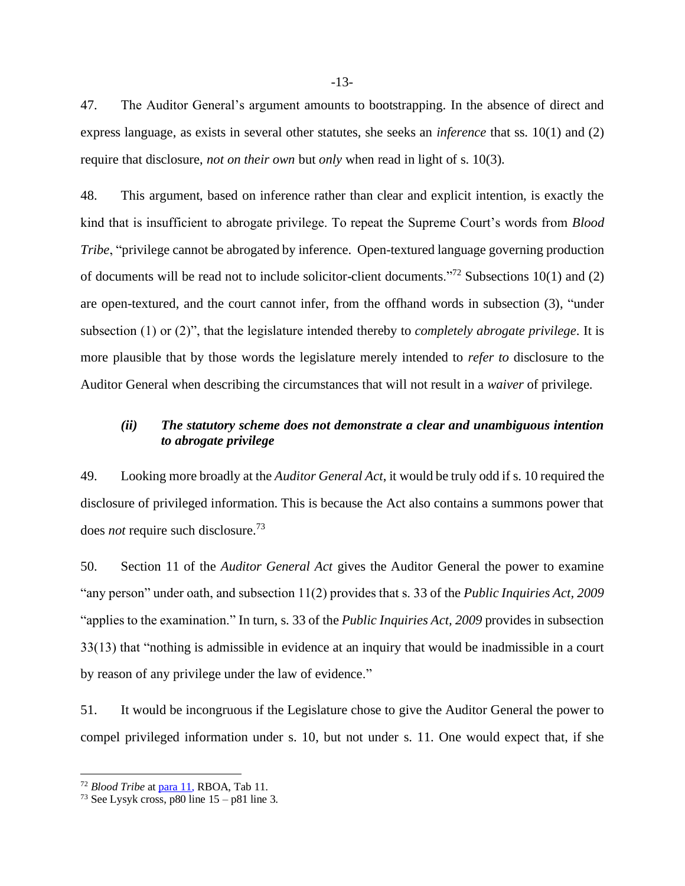47. The Auditor General's argument amounts to bootstrapping. In the absence of direct and express language, as exists in several other statutes, she seeks an *inference* that ss. 10(1) and (2) require that disclosure, *not on their own* but *only* when read in light of s. 10(3).

48. This argument, based on inference rather than clear and explicit intention, is exactly the kind that is insufficient to abrogate privilege. To repeat the Supreme Court's words from *Blood Tribe*, "privilege cannot be abrogated by inference. Open-textured language governing production of documents will be read not to include solicitor-client documents."[72] Subsections 10(1) and (2) are open-textured, and the court cannot infer, from the offhand words in subsection (3), "under subsection (1) or (2)", that the legislature intended thereby to *completely abrogate privilege*. It is more plausible that by those words the legislature merely intended to *refer to* disclosure to the Auditor General when describing the circumstances that will not result in a *waiver* of privilege.

### *(ii) The statutory scheme does not demonstrate a clear and unambiguous intention to abrogate privilege*

49. Looking more broadly at the *Auditor General Act*, it would be truly odd if s. 10 required the disclosure of privileged information. This is because the Act also contains a summons power that does *not* require such disclosure.[73]

50. Section 11 of the *Auditor General Act* gives the Auditor General the power to examine "any person" under oath, and subsection 11(2) provides that s. 33 of the *Public Inquiries Act, 2009* "applies to the examination." In turn, s. 33 of the *Public Inquiries Act, 2009* provides in subsection 33(13) that "nothing is admissible in evidence at an inquiry that would be inadmissible in a court by reason of any privilege under the law of evidence."

51. It would be incongruous if the Legislature chose to give the Auditor General the power to compel privileged information under s. 10, but not under s. 11. One would expect that, if she

---

[72] *Blood Tribe* at para 11, RBOA, Tab 11.

[73] See Lysyk cross, p80 line 15 – p81 line 3.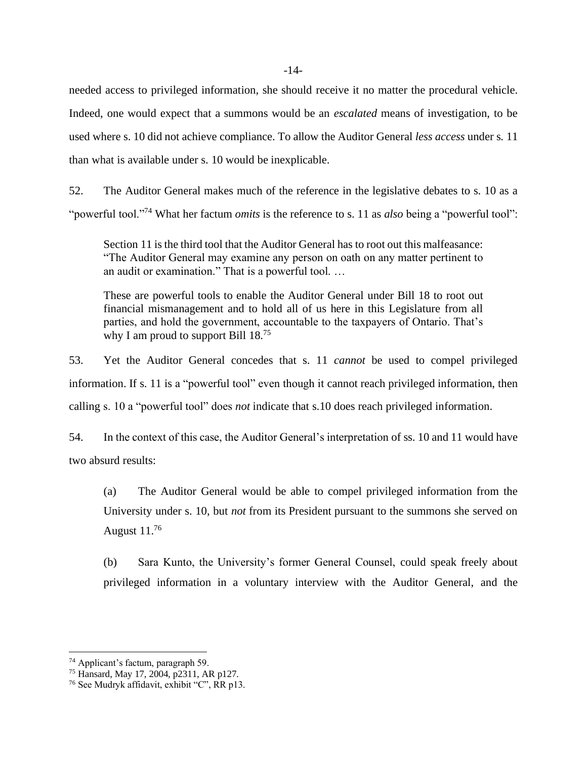needed access to privileged information, she should receive it no matter the procedural vehicle. Indeed, one would expect that a summons would be an *escalated* means of investigation, to be used where s. 10 did not achieve compliance. To allow the Auditor General *less access* under s. 11 than what is available under s. 10 would be inexplicable.

52. The Auditor General makes much of the reference in the legislative debates to s. 10 as a "powerful tool."[74] What her factum *omits* is the reference to s. 11 as *also* being a "powerful tool":

> Section 11 is the third tool that the Auditor General has to root out this malfeasance: "The Auditor General may examine any person on oath on any matter pertinent to an audit or examination." That is a powerful tool. …
>
> These are powerful tools to enable the Auditor General under Bill 18 to root out financial mismanagement and to hold all of us here in this Legislature from all parties, and hold the government, accountable to the taxpayers of Ontario. That's why I am proud to support Bill 18.[75]

53. Yet the Auditor General concedes that s. 11 *cannot* be used to compel privileged information. If s. 11 is a "powerful tool" even though it cannot reach privileged information, then calling s. 10 a "powerful tool" does *not* indicate that s.10 does reach privileged information.

54. In the context of this case, the Auditor General's interpretation of ss. 10 and 11 would have two absurd results:

> (a) The Auditor General would be able to compel privileged information from the University under s. 10, but *not* from its President pursuant to the summons she served on August 11.[76]
>
> (b) Sara Kunto, the University's former General Counsel, could speak freely about privileged information in a voluntary interview with the Auditor General, and the

---

[74] Applicant's factum, paragraph 59.

[75] Hansard, May 17, 2004, p2311, AR p127.

[76] See Mudryk affidavit, exhibit "C", RR p13.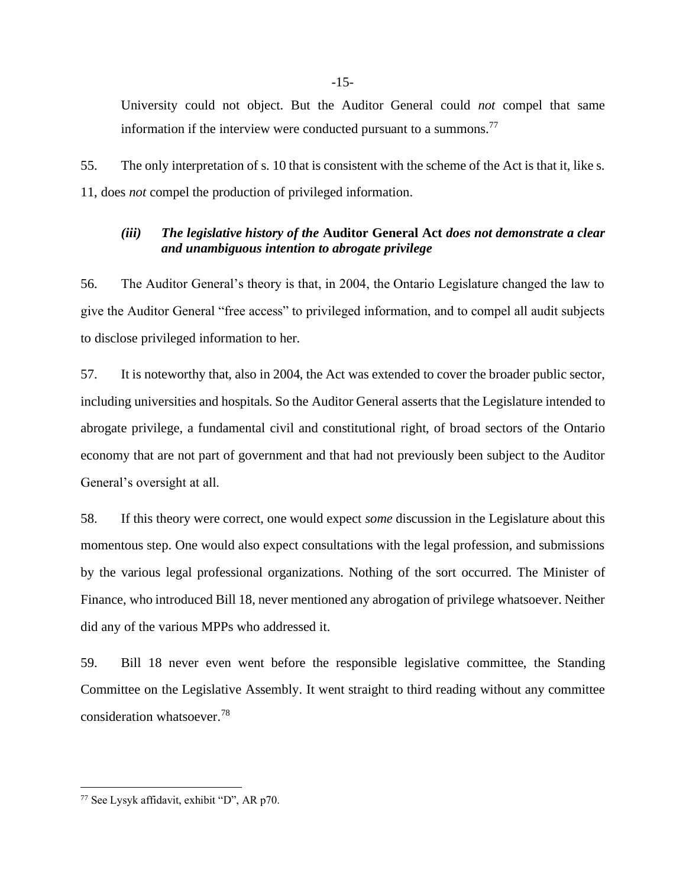University could not object. But the Auditor General could *not* compel that same information if the interview were conducted pursuant to a summons.[77]

55. The only interpretation of s. 10 that is consistent with the scheme of the Act is that it, like s. 11, does *not* compel the production of privileged information.

### *(iii) The legislative history of the* **Auditor General Act** *does not demonstrate a clear and unambiguous intention to abrogate privilege*

56. The Auditor General's theory is that, in 2004, the Ontario Legislature changed the law to give the Auditor General "free access" to privileged information, and to compel all audit subjects to disclose privileged information to her.

57. It is noteworthy that, also in 2004, the Act was extended to cover the broader public sector, including universities and hospitals. So the Auditor General asserts that the Legislature intended to abrogate privilege, a fundamental civil and constitutional right, of broad sectors of the Ontario economy that are not part of government and that had not previously been subject to the Auditor General's oversight at all.

58. If this theory were correct, one would expect *some* discussion in the Legislature about this momentous step. One would also expect consultations with the legal profession, and submissions by the various legal professional organizations. Nothing of the sort occurred. The Minister of Finance, who introduced Bill 18, never mentioned any abrogation of privilege whatsoever. Neither did any of the various MPPs who addressed it.

59. Bill 18 never even went before the responsible legislative committee, the Standing Committee on the Legislative Assembly. It went straight to third reading without any committee consideration whatsoever.[78]

---

[77] See Lysyk affidavit, exhibit "D", AR p70.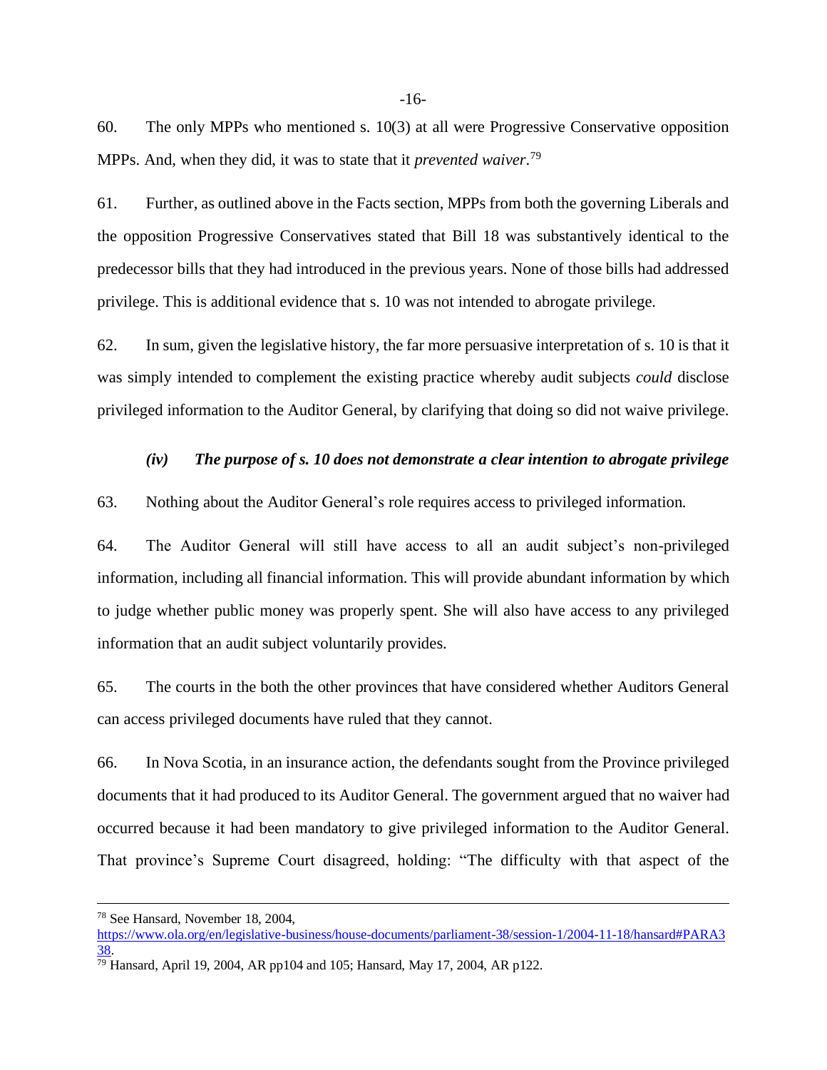60. The only MPPs who mentioned s. 10(3) at all were Progressive Conservative opposition MPPs. And, when they did, it was to state that it *prevented waiver*.[79]

61. Further, as outlined above in the Facts section, MPPs from both the governing Liberals and the opposition Progressive Conservatives stated that Bill 18 was substantively identical to the predecessor bills that they had introduced in the previous years. None of those bills had addressed privilege. This is additional evidence that s. 10 was not intended to abrogate privilege.

62. In sum, given the legislative history, the far more persuasive interpretation of s. 10 is that it was simply intended to complement the existing practice whereby audit subjects *could* disclose privileged information to the Auditor General, by clarifying that doing so did not waive privilege.

### *(iv) The purpose of s. 10 does not demonstrate a clear intention to abrogate privilege*

63. Nothing about the Auditor General's role requires access to privileged information.

64. The Auditor General will still have access to all an audit subject's non-privileged information, including all financial information. This will provide abundant information by which to judge whether public money was properly spent. She will also have access to any privileged information that an audit subject voluntarily provides.

65. The courts in the both the other provinces that have considered whether Auditors General can access privileged documents have ruled that they cannot.

66. In Nova Scotia, in an insurance action, the defendants sought from the Province privileged documents that it had produced to its Auditor General. The government argued that no waiver had occurred because it had been mandatory to give privileged information to the Auditor General. That province's Supreme Court disagreed, holding: "The difficulty with that aspect of the

---

[78] See Hansard, November 18, 2004, [https://www.ola.org/en/legislative-business/house-documents/parliament-38/session-1/2004-11-18/hansard#PARA338](https://www.ola.org/en/legislative-business/house-documents/parliament-38/session-1/2004-11-18/hansard#PARA338).

[79] Hansard, April 19, 2004, AR pp104 and 105; Hansard, May 17, 2004, AR p122.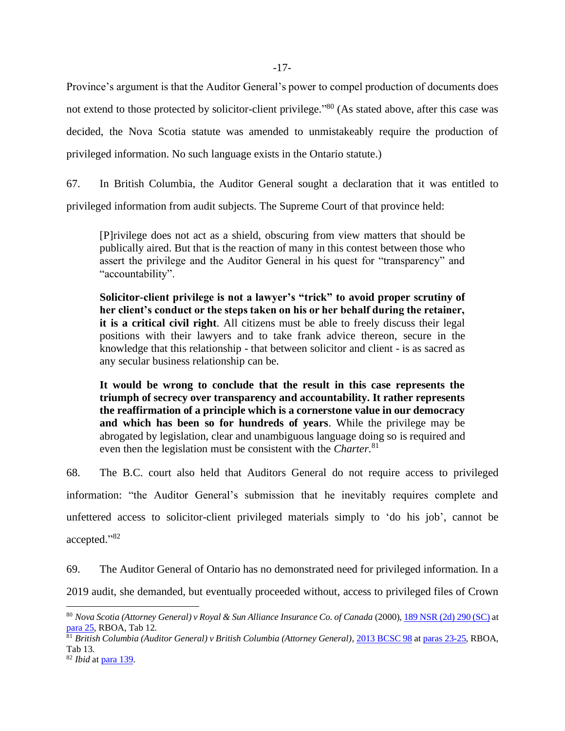Province's argument is that the Auditor General's power to compel production of documents does not extend to those protected by solicitor-client privilege."[80] (As stated above, after this case was decided, the Nova Scotia statute was amended to unmistakeably require the production of privileged information. No such language exists in the Ontario statute.)

67. In British Columbia, the Auditor General sought a declaration that it was entitled to privileged information from audit subjects. The Supreme Court of that province held:

> [P]rivilege does not act as a shield, obscuring from view matters that should be publically aired. But that is the reaction of many in this contest between those who assert the privilege and the Auditor General in his quest for "transparency" and "accountability".
>
> **Solicitor-client privilege is not a lawyer's "trick" to avoid proper scrutiny of her client's conduct or the steps taken on his or her behalf during the retainer, it is a critical civil right**. All citizens must be able to freely discuss their legal positions with their lawyers and to take frank advice thereon, secure in the knowledge that this relationship - that between solicitor and client - is as sacred as any secular business relationship can be.
>
> **It would be wrong to conclude that the result in this case represents the triumph of secrecy over transparency and accountability. It rather represents the reaffirmation of a principle which is a cornerstone value in our democracy and which has been so for hundreds of years**. While the privilege may be abrogated by legislation, clear and unambiguous language doing so is required and even then the legislation must be consistent with the *Charter*.[81]

68. The B.C. court also held that Auditors General do not require access to privileged information: "the Auditor General's submission that he inevitably requires complete and unfettered access to solicitor-client privileged materials simply to 'do his job', cannot be accepted."[82]

69. The Auditor General of Ontario has no demonstrated need for privileged information. In a 2019 audit, she demanded, but eventually proceeded without, access to privileged files of Crown

---

[80] *Nova Scotia (Attorney General) v Royal & Sun Alliance Insurance Co. of Canada* (2000), 189 NSR (2d) 290 (SC) at para 25, RBOA, Tab 12.

[81] *British Columbia (Auditor General) v British Columbia (Attorney General)*, 2013 BCSC 98 at paras 23-25, RBOA, Tab 13.

[82] *Ibid* at para 139.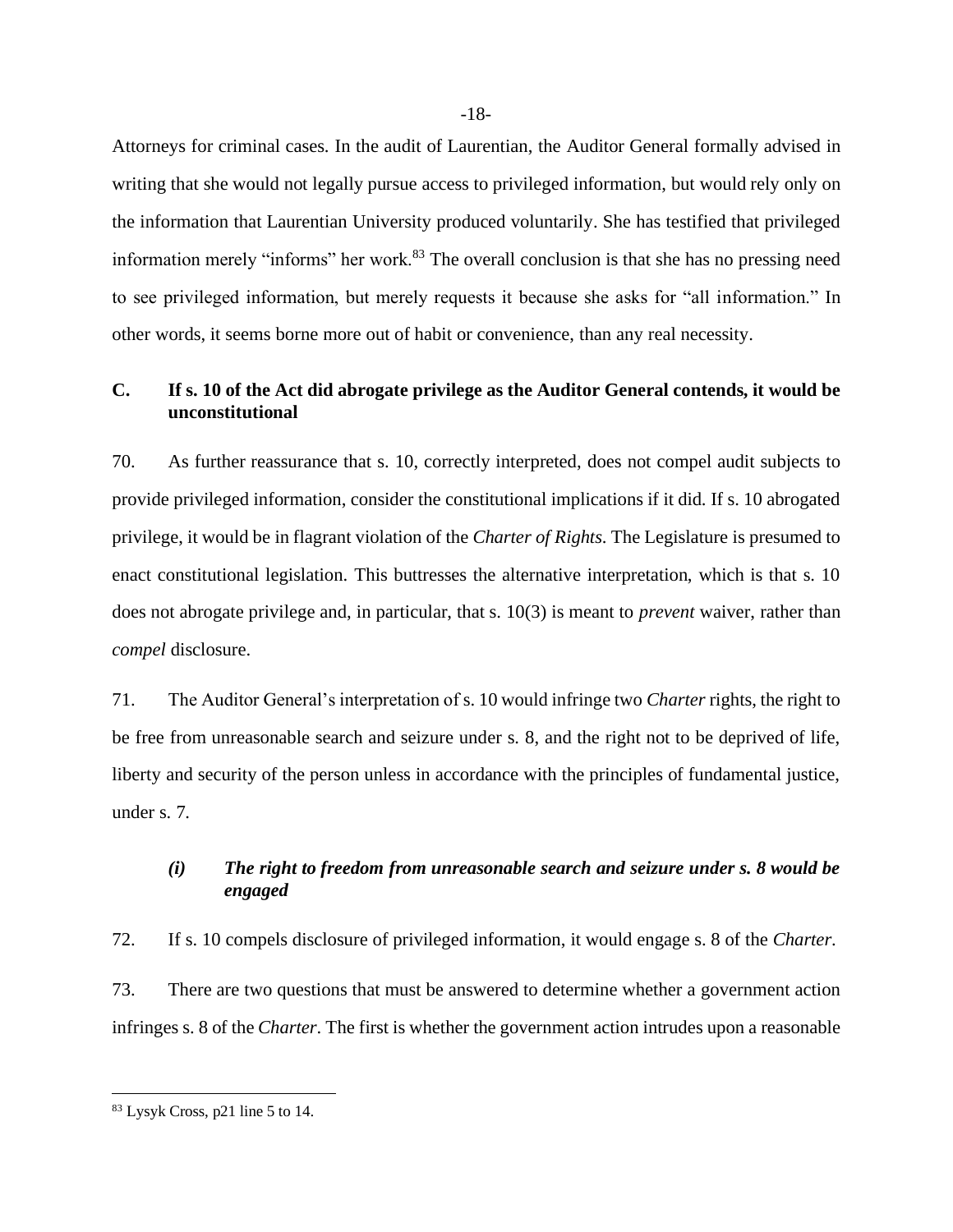Attorneys for criminal cases. In the audit of Laurentian, the Auditor General formally advised in writing that she would not legally pursue access to privileged information, but would rely only on the information that Laurentian University produced voluntarily. She has testified that privileged information merely "informs" her work.[83] The overall conclusion is that she has no pressing need to see privileged information, but merely requests it because she asks for "all information." In other words, it seems borne more out of habit or convenience, than any real necessity.

### C. If s. 10 of the Act did abrogate privilege as the Auditor General contends, it would be unconstitutional

70. As further reassurance that s. 10, correctly interpreted, does not compel audit subjects to provide privileged information, consider the constitutional implications if it did. If s. 10 abrogated privilege, it would be in flagrant violation of the *Charter of Rights*. The Legislature is presumed to enact constitutional legislation. This buttresses the alternative interpretation, which is that s. 10 does not abrogate privilege and, in particular, that s. 10(3) is meant to *prevent* waiver, rather than *compel* disclosure.

71. The Auditor General's interpretation of s. 10 would infringe two *Charter* rights, the right to be free from unreasonable search and seizure under s. 8, and the right not to be deprived of life, liberty and security of the person unless in accordance with the principles of fundamental justice, under s. 7.

#### *(i) The right to freedom from unreasonable search and seizure under s. 8 would be engaged*

72. If s. 10 compels disclosure of privileged information, it would engage s. 8 of the *Charter*.

73. There are two questions that must be answered to determine whether a government action infringes s. 8 of the *Charter*. The first is whether the government action intrudes upon a reasonable

[83] Lysyk Cross, p21 line 5 to 14.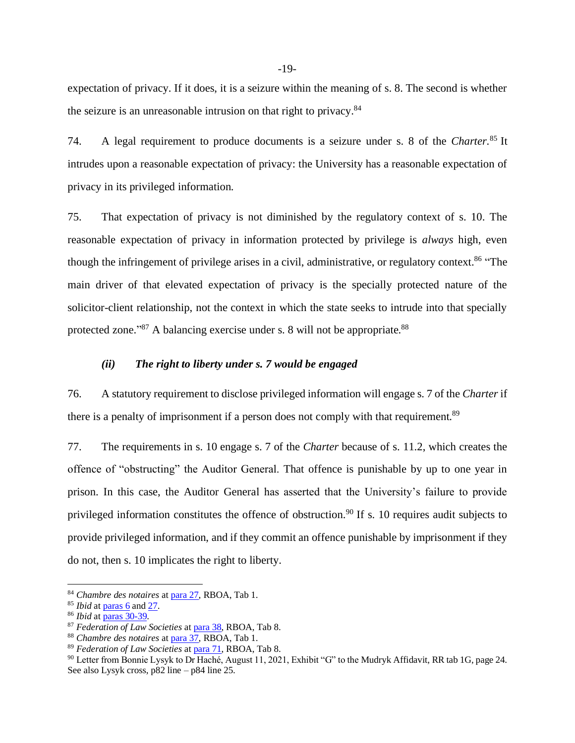expectation of privacy. If it does, it is a seizure within the meaning of s. 8. The second is whether the seizure is an unreasonable intrusion on that right to privacy.[84]

74. A legal requirement to produce documents is a seizure under s. 8 of the *Charter*.[85] It intrudes upon a reasonable expectation of privacy: the University has a reasonable expectation of privacy in its privileged information.

75. That expectation of privacy is not diminished by the regulatory context of s. 10. The reasonable expectation of privacy in information protected by privilege is *always* high, even though the infringement of privilege arises in a civil, administrative, or regulatory context.[86] "The main driver of that elevated expectation of privacy is the specially protected nature of the solicitor-client relationship, not the context in which the state seeks to intrude into that specially protected zone."[87] A balancing exercise under s. 8 will not be appropriate.[88]

### *(ii) The right to liberty under s. 7 would be engaged*

76. A statutory requirement to disclose privileged information will engage s. 7 of the *Charter* if there is a penalty of imprisonment if a person does not comply with that requirement.[89]

77. The requirements in s. 10 engage s. 7 of the *Charter* because of s. 11.2, which creates the offence of "obstructing" the Auditor General. That offence is punishable by up to one year in prison. In this case, the Auditor General has asserted that the University's failure to provide privileged information constitutes the offence of obstruction.[90] If s. 10 requires audit subjects to provide privileged information, and if they commit an offence punishable by imprisonment if they do not, then s. 10 implicates the right to liberty.

---

[84] *Chambre des notaires* at para 27, RBOA, Tab 1.
[85] *Ibid* at paras 6 and 27.
[86] *Ibid* at paras 30-39.
[87] *Federation of Law Societies* at para 38, RBOA, Tab 8.
[88] *Chambre des notaires* at para 37, RBOA, Tab 1.
[89] *Federation of Law Societies* at para 71, RBOA, Tab 8.
[90] Letter from Bonnie Lysyk to Dr Haché, August 11, 2021, Exhibit "G" to the Mudryk Affidavit, RR tab 1G, page 24. See also Lysyk cross, p82 line – p84 line 25.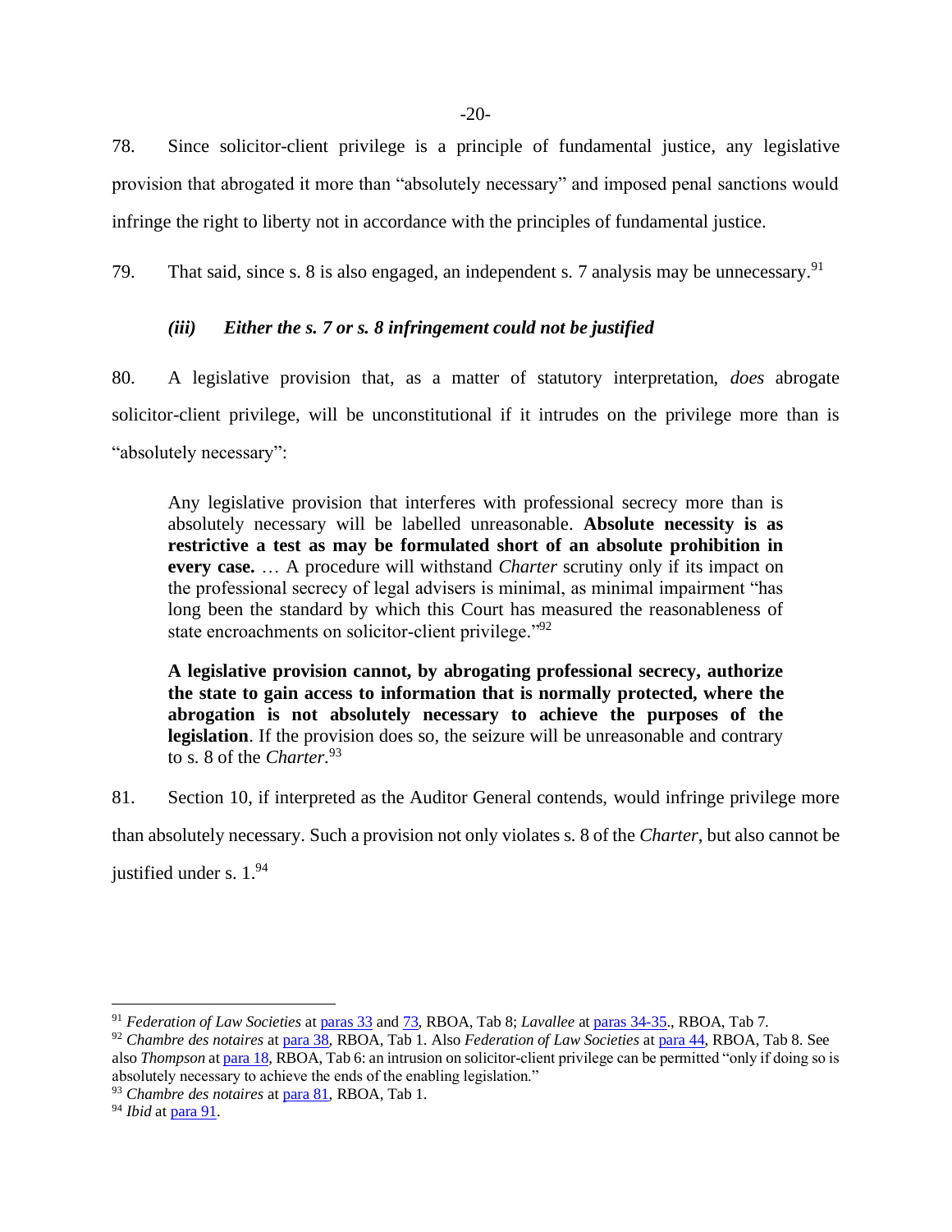78. Since solicitor-client privilege is a principle of fundamental justice, any legislative provision that abrogated it more than "absolutely necessary" and imposed penal sanctions would infringe the right to liberty not in accordance with the principles of fundamental justice.

79. That said, since s. 8 is also engaged, an independent s. 7 analysis may be unnecessary.[91]

### *(iii) Either the s. 7 or s. 8 infringement could not be justified*

80. A legislative provision that, as a matter of statutory interpretation, *does* abrogate solicitor-client privilege, will be unconstitutional if it intrudes on the privilege more than is "absolutely necessary":

> Any legislative provision that interferes with professional secrecy more than is absolutely necessary will be labelled unreasonable. **Absolute necessity is as restrictive a test as may be formulated short of an absolute prohibition in every case.** … A procedure will withstand *Charter* scrutiny only if its impact on the professional secrecy of legal advisers is minimal, as minimal impairment "has long been the standard by which this Court has measured the reasonableness of state encroachments on solicitor-client privilege."[92]
>
> **A legislative provision cannot, by abrogating professional secrecy, authorize the state to gain access to information that is normally protected, where the abrogation is not absolutely necessary to achieve the purposes of the legislation**. If the provision does so, the seizure will be unreasonable and contrary to s. 8 of the *Charter*.[93]

81. Section 10, if interpreted as the Auditor General contends, would infringe privilege more than absolutely necessary. Such a provision not only violates s. 8 of the *Charter*, but also cannot be justified under s. 1.[94]

---

[91] *Federation of Law Societies* at paras 33 and 73, RBOA, Tab 8; *Lavallee* at paras 34-35., RBOA, Tab 7.

[92] *Chambre des notaires* at para 38, RBOA, Tab 1. Also *Federation of Law Societies* at para 44, RBOA, Tab 8. See also *Thompson* at para 18, RBOA, Tab 6: an intrusion on solicitor-client privilege can be permitted "only if doing so is absolutely necessary to achieve the ends of the enabling legislation."

[93] *Chambre des notaires* at para 81, RBOA, Tab 1.

[94] *Ibid* at para 91.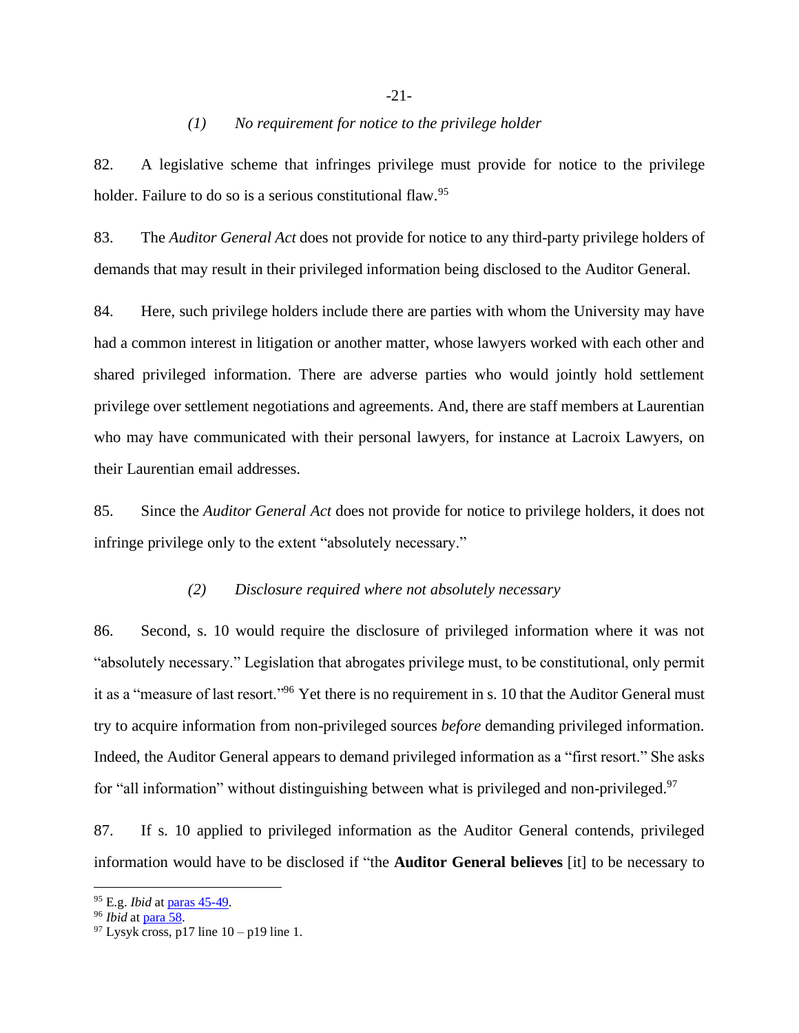### *(1) No requirement for notice to the privilege holder*

82. A legislative scheme that infringes privilege must provide for notice to the privilege holder. Failure to do so is a serious constitutional flaw.[95]

83. The *Auditor General Act* does not provide for notice to any third-party privilege holders of demands that may result in their privileged information being disclosed to the Auditor General.

84. Here, such privilege holders include there are parties with whom the University may have had a common interest in litigation or another matter, whose lawyers worked with each other and shared privileged information. There are adverse parties who would jointly hold settlement privilege over settlement negotiations and agreements. And, there are staff members at Laurentian who may have communicated with their personal lawyers, for instance at Lacroix Lawyers, on their Laurentian email addresses.

85. Since the *Auditor General Act* does not provide for notice to privilege holders, it does not infringe privilege only to the extent "absolutely necessary."

### *(2) Disclosure required where not absolutely necessary*

86. Second, s. 10 would require the disclosure of privileged information where it was not "absolutely necessary." Legislation that abrogates privilege must, to be constitutional, only permit it as a "measure of last resort."[96] Yet there is no requirement in s. 10 that the Auditor General must try to acquire information from non-privileged sources *before* demanding privileged information. Indeed, the Auditor General appears to demand privileged information as a "first resort." She asks for "all information" without distinguishing between what is privileged and non-privileged.[97]

87. If s. 10 applied to privileged information as the Auditor General contends, privileged information would have to be disclosed if "the **Auditor General believes** [it] to be necessary to

---

[95] E.g. *Ibid* at paras 45-49.

[96] *Ibid* at para 58.

[97] Lysyk cross, p17 line 10 – p19 line 1.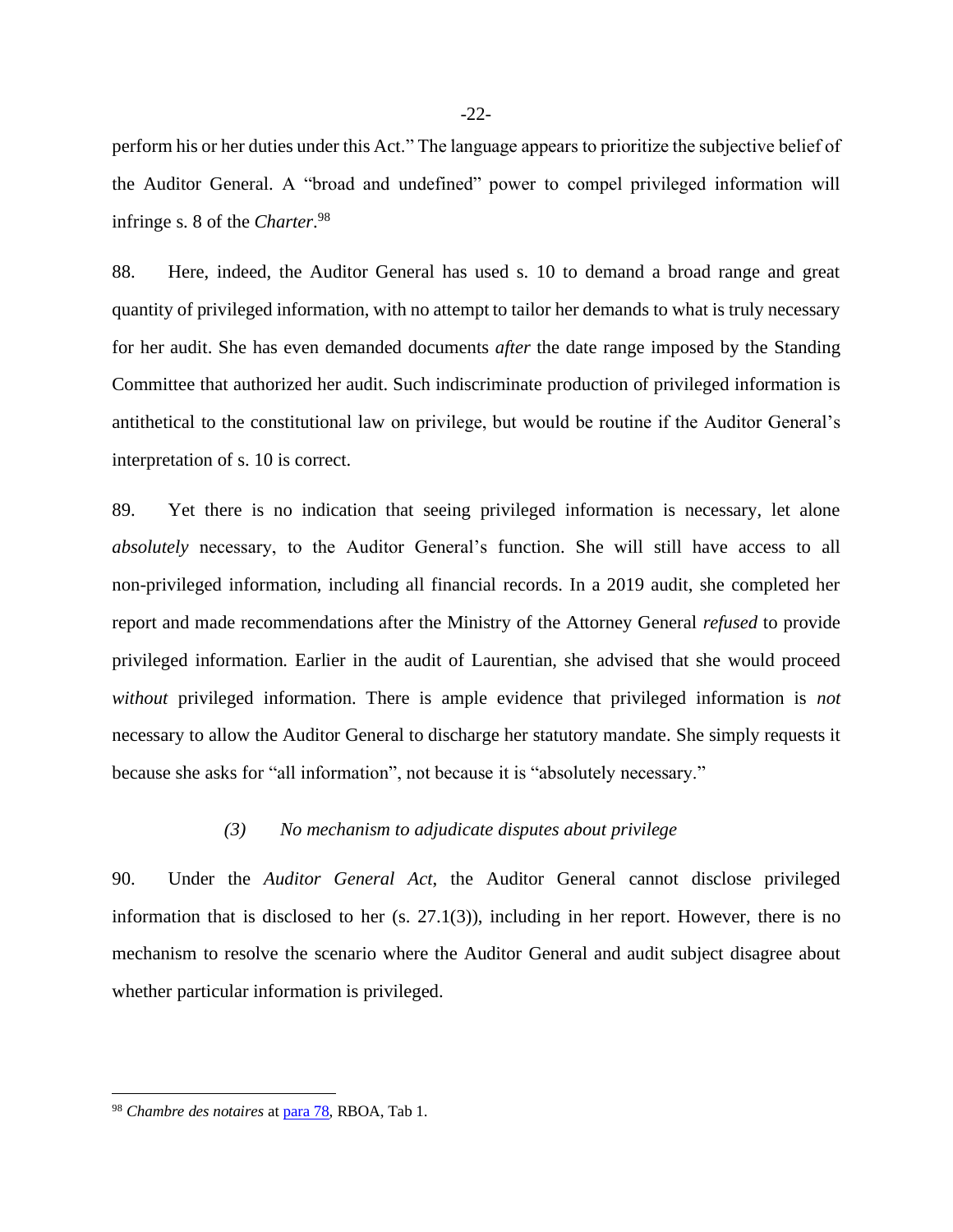perform his or her duties under this Act." The language appears to prioritize the subjective belief of the Auditor General. A "broad and undefined" power to compel privileged information will infringe s. 8 of the *Charter*.[98]

88. Here, indeed, the Auditor General has used s. 10 to demand a broad range and great quantity of privileged information, with no attempt to tailor her demands to what is truly necessary for her audit. She has even demanded documents *after* the date range imposed by the Standing Committee that authorized her audit. Such indiscriminate production of privileged information is antithetical to the constitutional law on privilege, but would be routine if the Auditor General's interpretation of s. 10 is correct.

89. Yet there is no indication that seeing privileged information is necessary, let alone *absolutely* necessary, to the Auditor General's function. She will still have access to all non-privileged information, including all financial records. In a 2019 audit, she completed her report and made recommendations after the Ministry of the Attorney General *refused* to provide privileged information. Earlier in the audit of Laurentian, she advised that she would proceed *without* privileged information. There is ample evidence that privileged information is *not* necessary to allow the Auditor General to discharge her statutory mandate. She simply requests it because she asks for "all information", not because it is "absolutely necessary."

### *(3) No mechanism to adjudicate disputes about privilege*

90. Under the *Auditor General Act*, the Auditor General cannot disclose privileged information that is disclosed to her (s. 27.1(3)), including in her report. However, there is no mechanism to resolve the scenario where the Auditor General and audit subject disagree about whether particular information is privileged.

---

[98] *Chambre des notaires* at para 78, RBOA, Tab 1.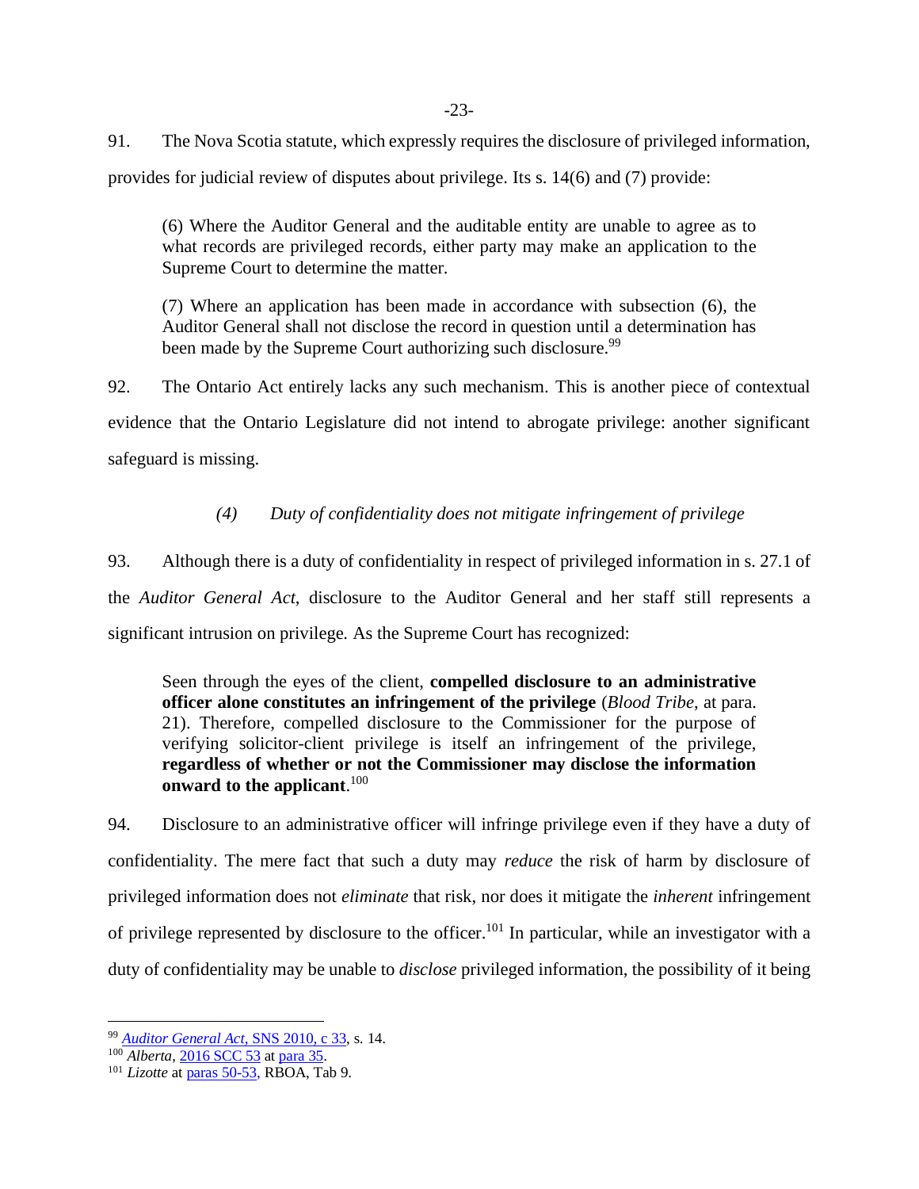91. The Nova Scotia statute, which expressly requires the disclosure of privileged information, provides for judicial review of disputes about privilege. Its s. 14(6) and (7) provide:

> (6) Where the Auditor General and the auditable entity are unable to agree as to what records are privileged records, either party may make an application to the Supreme Court to determine the matter.
>
> (7) Where an application has been made in accordance with subsection (6), the Auditor General shall not disclose the record in question until a determination has been made by the Supreme Court authorizing such disclosure.[99]

92. The Ontario Act entirely lacks any such mechanism. This is another piece of contextual evidence that the Ontario Legislature did not intend to abrogate privilege: another significant safeguard is missing.

### *(4) Duty of confidentiality does not mitigate infringement of privilege*

93. Although there is a duty of confidentiality in respect of privileged information in s. 27.1 of the *Auditor General Act*, disclosure to the Auditor General and her staff still represents a significant intrusion on privilege. As the Supreme Court has recognized:

> Seen through the eyes of the client, **compelled disclosure to an administrative officer alone constitutes an infringement of the privilege** (*Blood Tribe*, at para. 21). Therefore, compelled disclosure to the Commissioner for the purpose of verifying solicitor-client privilege is itself an infringement of the privilege, **regardless of whether or not the Commissioner may disclose the information onward to the applicant**.[100]

94. Disclosure to an administrative officer will infringe privilege even if they have a duty of confidentiality. The mere fact that such a duty may *reduce* the risk of harm by disclosure of privileged information does not *eliminate* that risk, nor does it mitigate the *inherent* infringement of privilege represented by disclosure to the officer.[101] In particular, while an investigator with a duty of confidentiality may be unable to *disclose* privileged information, the possibility of it being

---

[99] *Auditor General Act*, SNS 2010, c 33, s. 14.

[100] *Alberta*, 2016 SCC 53 at para 35.

[101] *Lizotte* at paras 50-53, RBOA, Tab 9.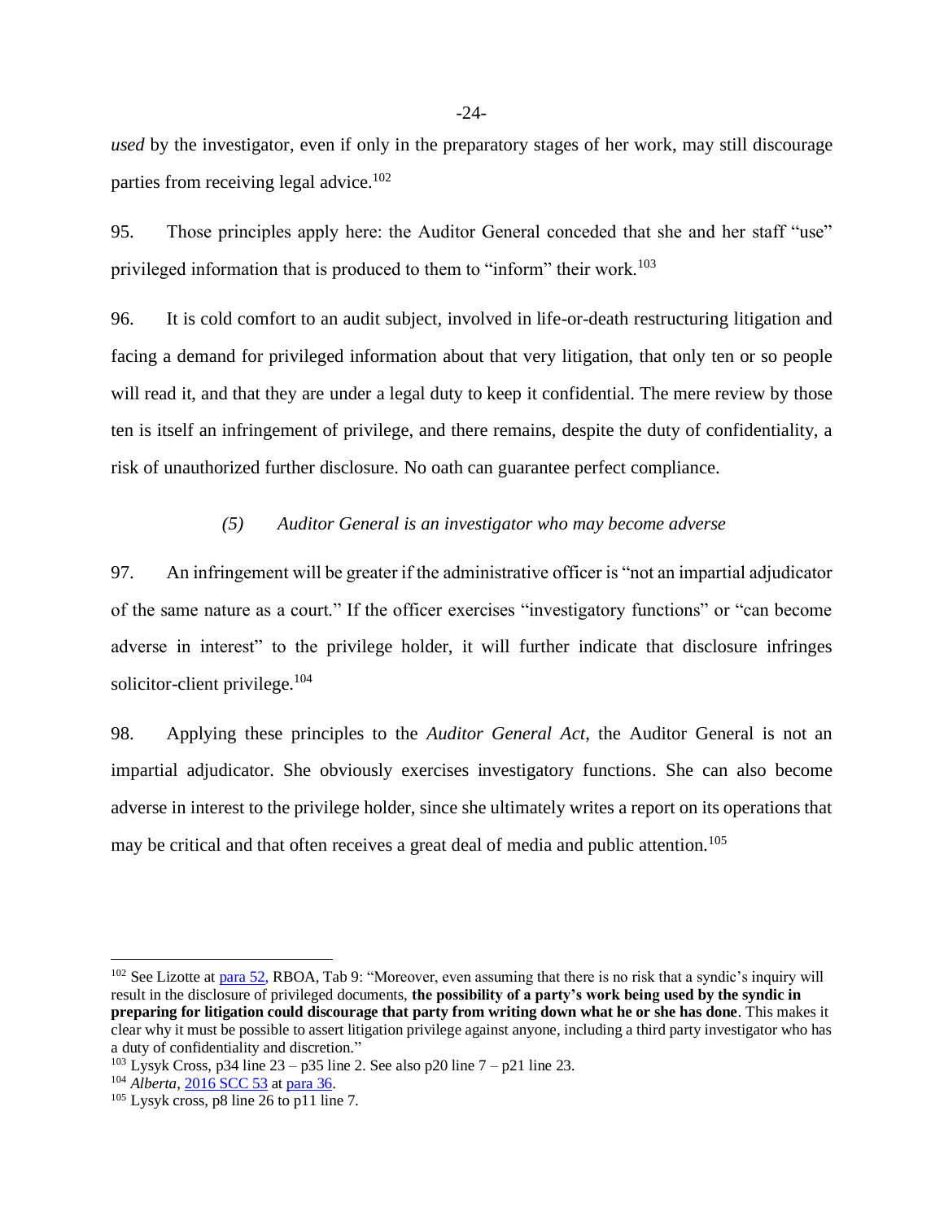*used* by the investigator, even if only in the preparatory stages of her work, may still discourage parties from receiving legal advice.[102]

95. Those principles apply here: the Auditor General conceded that she and her staff "use" privileged information that is produced to them to "inform" their work.[103]

96. It is cold comfort to an audit subject, involved in life-or-death restructuring litigation and facing a demand for privileged information about that very litigation, that only ten or so people will read it, and that they are under a legal duty to keep it confidential. The mere review by those ten is itself an infringement of privilege, and there remains, despite the duty of confidentiality, a risk of unauthorized further disclosure. No oath can guarantee perfect compliance.

### *(5) Auditor General is an investigator who may become adverse*

97. An infringement will be greater if the administrative officer is "not an impartial adjudicator of the same nature as a court." If the officer exercises "investigatory functions" or "can become adverse in interest" to the privilege holder, it will further indicate that disclosure infringes solicitor-client privilege.[104]

98. Applying these principles to the *Auditor General Act*, the Auditor General is not an impartial adjudicator. She obviously exercises investigatory functions. She can also become adverse in interest to the privilege holder, since she ultimately writes a report on its operations that may be critical and that often receives a great deal of media and public attention.[105]

---

[102] See Lizotte at para 52, RBOA, Tab 9: "Moreover, even assuming that there is no risk that a syndic's inquiry will result in the disclosure of privileged documents, **the possibility of a party's work being used by the syndic in preparing for litigation could discourage that party from writing down what he or she has done**. This makes it clear why it must be possible to assert litigation privilege against anyone, including a third party investigator who has a duty of confidentiality and discretion."

[103] Lysyk Cross, p34 line 23 – p35 line 2. See also p20 line 7 – p21 line 23.

[104] *Alberta*, 2016 SCC 53 at para 36.

[105] Lysyk cross, p8 line 26 to p11 line 7.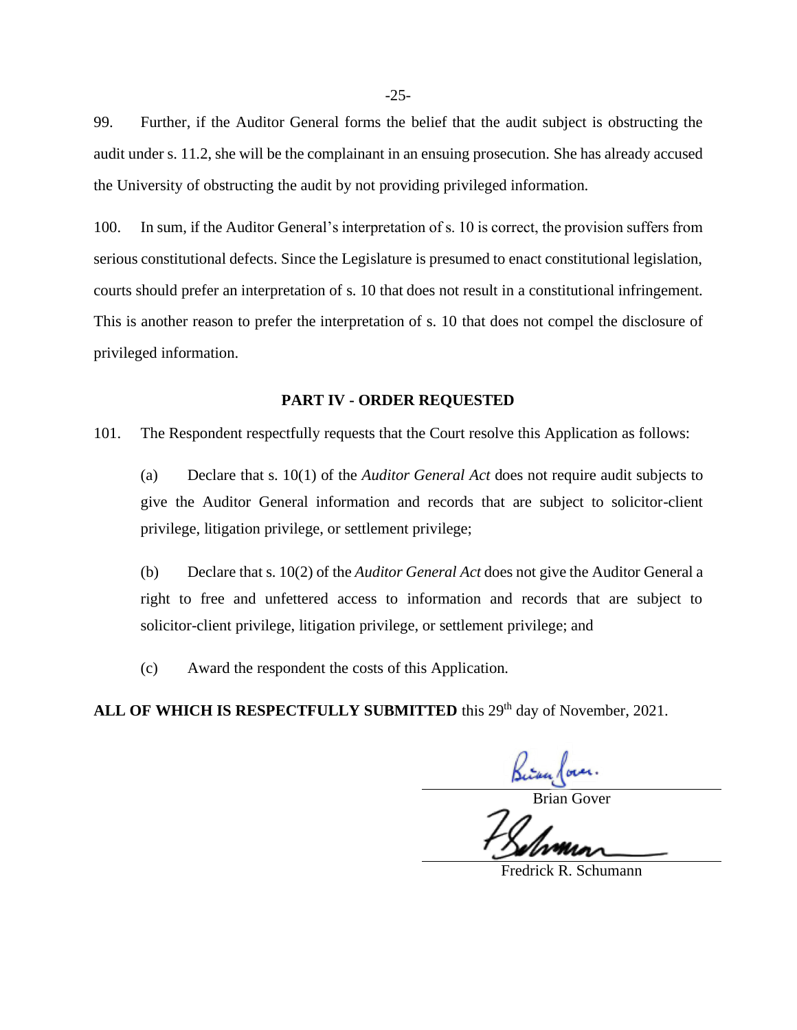99. Further, if the Auditor General forms the belief that the audit subject is obstructing the audit under s. 11.2, she will be the complainant in an ensuing prosecution. She has already accused the University of obstructing the audit by not providing privileged information.

100. In sum, if the Auditor General's interpretation of s. 10 is correct, the provision suffers from serious constitutional defects. Since the Legislature is presumed to enact constitutional legislation, courts should prefer an interpretation of s. 10 that does not result in a constitutional infringement. This is another reason to prefer the interpretation of s. 10 that does not compel the disclosure of privileged information.

## PART IV - ORDER REQUESTED

101. The Respondent respectfully requests that the Court resolve this Application as follows:

(a) Declare that s. 10(1) of the *Auditor General Act* does not require audit subjects to give the Auditor General information and records that are subject to solicitor-client privilege, litigation privilege, or settlement privilege;

(b) Declare that s. 10(2) of the *Auditor General Act* does not give the Auditor General a right to free and unfettered access to information and records that are subject to solicitor-client privilege, litigation privilege, or settlement privilege; and

(c) Award the respondent the costs of this Application.

**ALL OF WHICH IS RESPECTFULLY SUBMITTED** this 29th day of November, 2021.

Brian Gover

Fredrick R. Schumann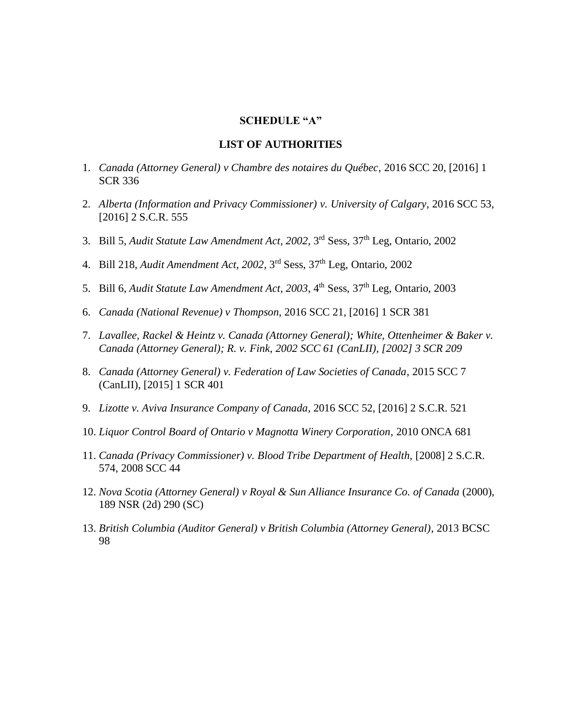## SCHEDULE "A"

## LIST OF AUTHORITIES

1. *Canada (Attorney General) v Chambre des notaires du Québec*, 2016 SCC 20, [2016] 1 SCR 336

2. *Alberta (Information and Privacy Commissioner) v. University of Calgary*, 2016 SCC 53, [2016] 2 S.C.R. 555

3. Bill 5, *Audit Statute Law Amendment Act, 2002*, 3rd Sess, 37th Leg, Ontario, 2002

4. Bill 218, *Audit Amendment Act, 2002*, 3rd Sess, 37th Leg, Ontario, 2002

5. Bill 6, *Audit Statute Law Amendment Act, 2003*, 4th Sess, 37th Leg, Ontario, 2003

6. *Canada (National Revenue) v Thompson*, 2016 SCC 21, [2016] 1 SCR 381

7. *Lavallee, Rackel & Heintz v. Canada (Attorney General); White, Ottenheimer & Baker v. Canada (Attorney General); R. v. Fink, 2002 SCC 61 (CanLII), [2002] 3 SCR 209*

8. *Canada (Attorney General) v. Federation of Law Societies of Canada*, 2015 SCC 7 (CanLII), [2015] 1 SCR 401

9. *Lizotte v. Aviva Insurance Company of Canada*, 2016 SCC 52, [2016] 2 S.C.R. 521

10. *Liquor Control Board of Ontario v Magnotta Winery Corporation*, 2010 ONCA 681

11. *Canada (Privacy Commissioner) v. Blood Tribe Department of Health,* [2008] 2 S.C.R. 574, 2008 SCC 44

12. *Nova Scotia (Attorney General) v Royal & Sun Alliance Insurance Co. of Canada* (2000), 189 NSR (2d) 290 (SC)

13. *British Columbia (Auditor General) v British Columbia (Attorney General)*, 2013 BCSC 98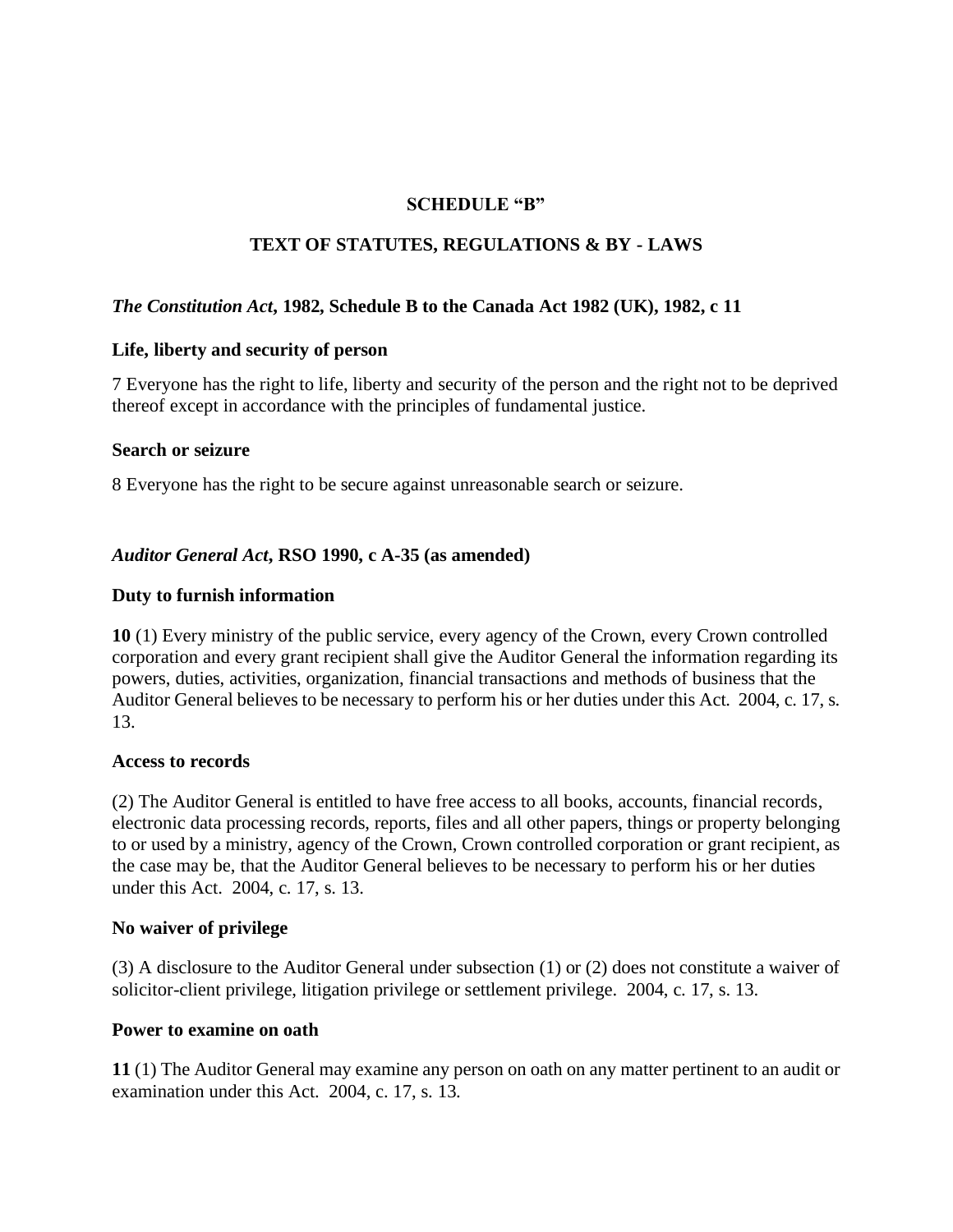## SCHEDULE "B"

## TEXT OF STATUTES, REGULATIONS & BY - LAWS

### ***The Constitution Act*, 1982, Schedule B to the Canada Act 1982 (UK), 1982, c 11**

**Life, liberty and security of person**

7 Everyone has the right to life, liberty and security of the person and the right not to be deprived thereof except in accordance with the principles of fundamental justice.

**Search or seizure**

8 Everyone has the right to be secure against unreasonable search or seizure.

### ***Auditor General Act*, RSO 1990, c A-35 (as amended)**

**Duty to furnish information**

**10** (1) Every ministry of the public service, every agency of the Crown, every Crown controlled corporation and every grant recipient shall give the Auditor General the information regarding its powers, duties, activities, organization, financial transactions and methods of business that the Auditor General believes to be necessary to perform his or her duties under this Act. 2004, c. 17, s. 13.

**Access to records**

(2) The Auditor General is entitled to have free access to all books, accounts, financial records, electronic data processing records, reports, files and all other papers, things or property belonging to or used by a ministry, agency of the Crown, Crown controlled corporation or grant recipient, as the case may be, that the Auditor General believes to be necessary to perform his or her duties under this Act. 2004, c. 17, s. 13.

**No waiver of privilege**

(3) A disclosure to the Auditor General under subsection (1) or (2) does not constitute a waiver of solicitor-client privilege, litigation privilege or settlement privilege. 2004, c. 17, s. 13.

**Power to examine on oath**

**11** (1) The Auditor General may examine any person on oath on any matter pertinent to an audit or examination under this Act. 2004, c. 17, s. 13.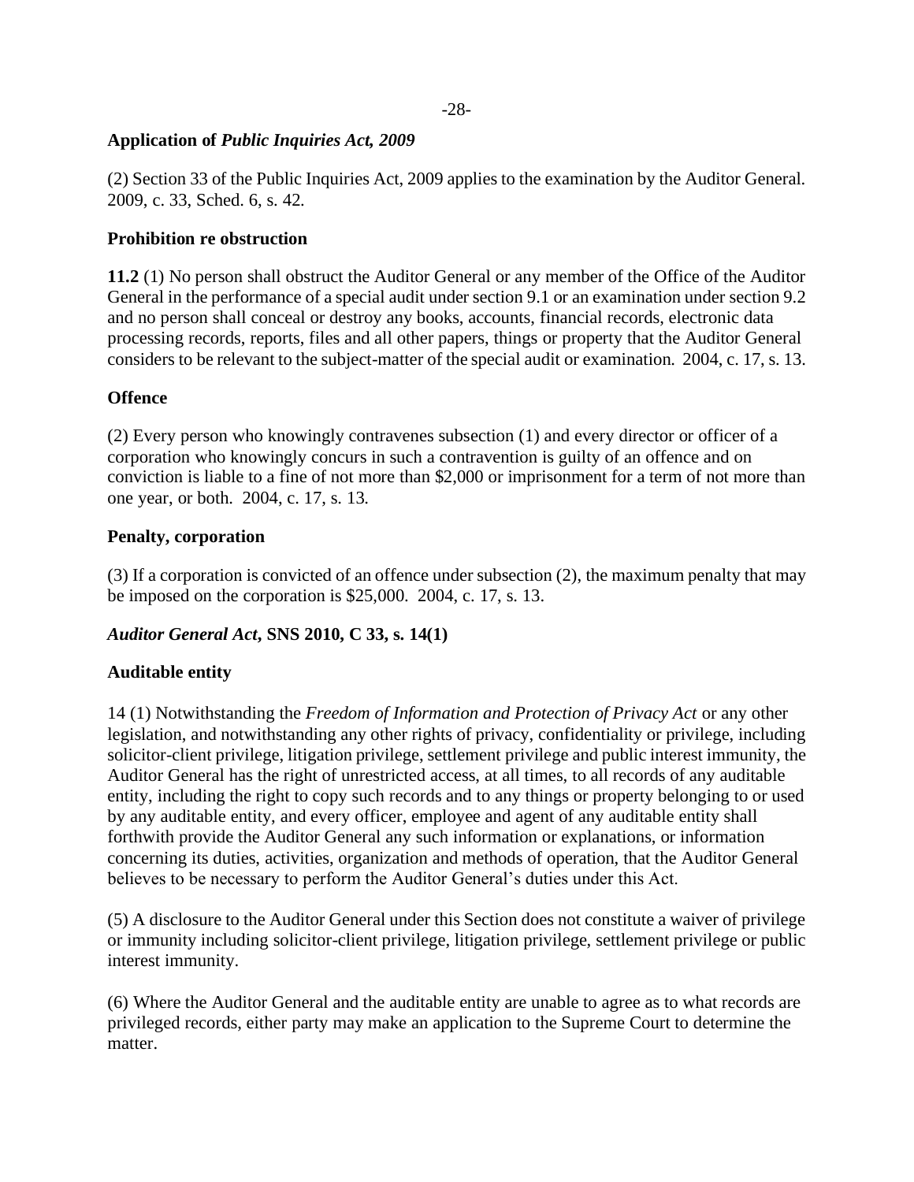**Application of *Public Inquiries Act, 2009***

(2) Section 33 of the Public Inquiries Act, 2009 applies to the examination by the Auditor General. 2009, c. 33, Sched. 6, s. 42.

**Prohibition re obstruction**

**11.2** (1) No person shall obstruct the Auditor General or any member of the Office of the Auditor General in the performance of a special audit under section 9.1 or an examination under section 9.2 and no person shall conceal or destroy any books, accounts, financial records, electronic data processing records, reports, files and all other papers, things or property that the Auditor General considers to be relevant to the subject-matter of the special audit or examination. 2004, c. 17, s. 13.

**Offence**

(2) Every person who knowingly contravenes subsection (1) and every director or officer of a corporation who knowingly concurs in such a contravention is guilty of an offence and on conviction is liable to a fine of not more than $2,000 or imprisonment for a term of not more than one year, or both. 2004, c. 17, s. 13.

**Penalty, corporation**

(3) If a corporation is convicted of an offence under subsection (2), the maximum penalty that may be imposed on the corporation is $25,000. 2004, c. 17, s. 13.

***Auditor General Act*, SNS 2010, C 33, s. 14(1)**

**Auditable entity**

14 (1) Notwithstanding the *Freedom of Information and Protection of Privacy Act* or any other legislation, and notwithstanding any other rights of privacy, confidentiality or privilege, including solicitor-client privilege, litigation privilege, settlement privilege and public interest immunity, the Auditor General has the right of unrestricted access, at all times, to all records of any auditable entity, including the right to copy such records and to any things or property belonging to or used by any auditable entity, and every officer, employee and agent of any auditable entity shall forthwith provide the Auditor General any such information or explanations, or information concerning its duties, activities, organization and methods of operation, that the Auditor General believes to be necessary to perform the Auditor General's duties under this Act.

(5) A disclosure to the Auditor General under this Section does not constitute a waiver of privilege or immunity including solicitor-client privilege, litigation privilege, settlement privilege or public interest immunity.

(6) Where the Auditor General and the auditable entity are unable to agree as to what records are privileged records, either party may make an application to the Supreme Court to determine the matter.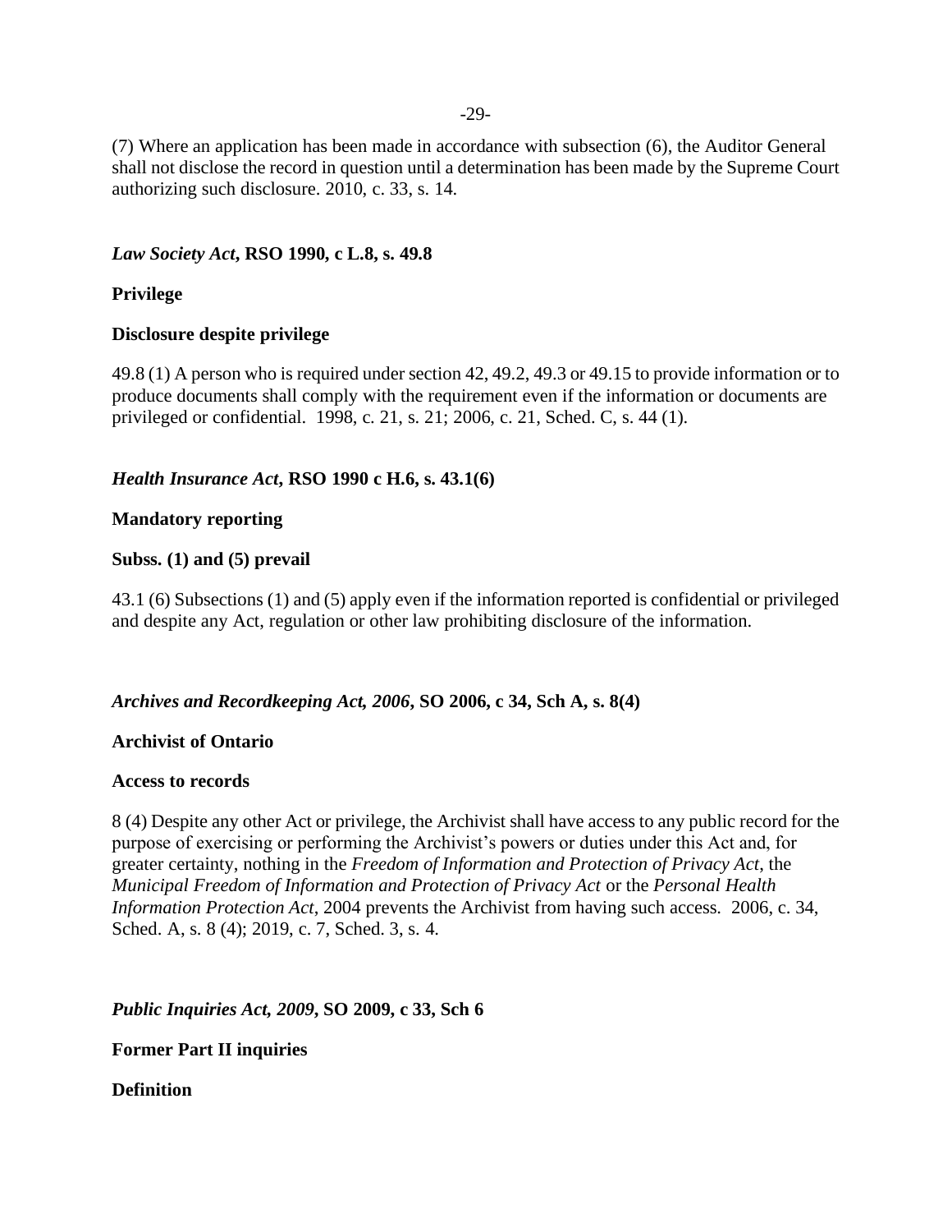(7) Where an application has been made in accordance with subsection (6), the Auditor General shall not disclose the record in question until a determination has been made by the Supreme Court authorizing such disclosure. 2010, c. 33, s. 14.

***Law Society Act*, RSO 1990, c L.8, s. 49.8**

**Privilege**

**Disclosure despite privilege**

49.8 (1) A person who is required under section 42, 49.2, 49.3 or 49.15 to provide information or to produce documents shall comply with the requirement even if the information or documents are privileged or confidential. 1998, c. 21, s. 21; 2006, c. 21, Sched. C, s. 44 (1).

***Health Insurance Act*, RSO 1990 c H.6, s. 43.1(6)**

**Mandatory reporting**

**Subss. (1) and (5) prevail**

43.1 (6) Subsections (1) and (5) apply even if the information reported is confidential or privileged and despite any Act, regulation or other law prohibiting disclosure of the information.

***Archives and Recordkeeping Act, 2006*, SO 2006, c 34, Sch A, s. 8(4)**

**Archivist of Ontario**

**Access to records**

8 (4) Despite any other Act or privilege, the Archivist shall have access to any public record for the purpose of exercising or performing the Archivist's powers or duties under this Act and, for greater certainty, nothing in the *Freedom of Information and Protection of Privacy Act*, the *Municipal Freedom of Information and Protection of Privacy Act* or the *Personal Health Information Protection Act*, 2004 prevents the Archivist from having such access. 2006, c. 34, Sched. A, s. 8 (4); 2019, c. 7, Sched. 3, s. 4.

***Public Inquiries Act, 2009*, SO 2009, c 33, Sch 6**

**Former Part II inquiries**

**Definition**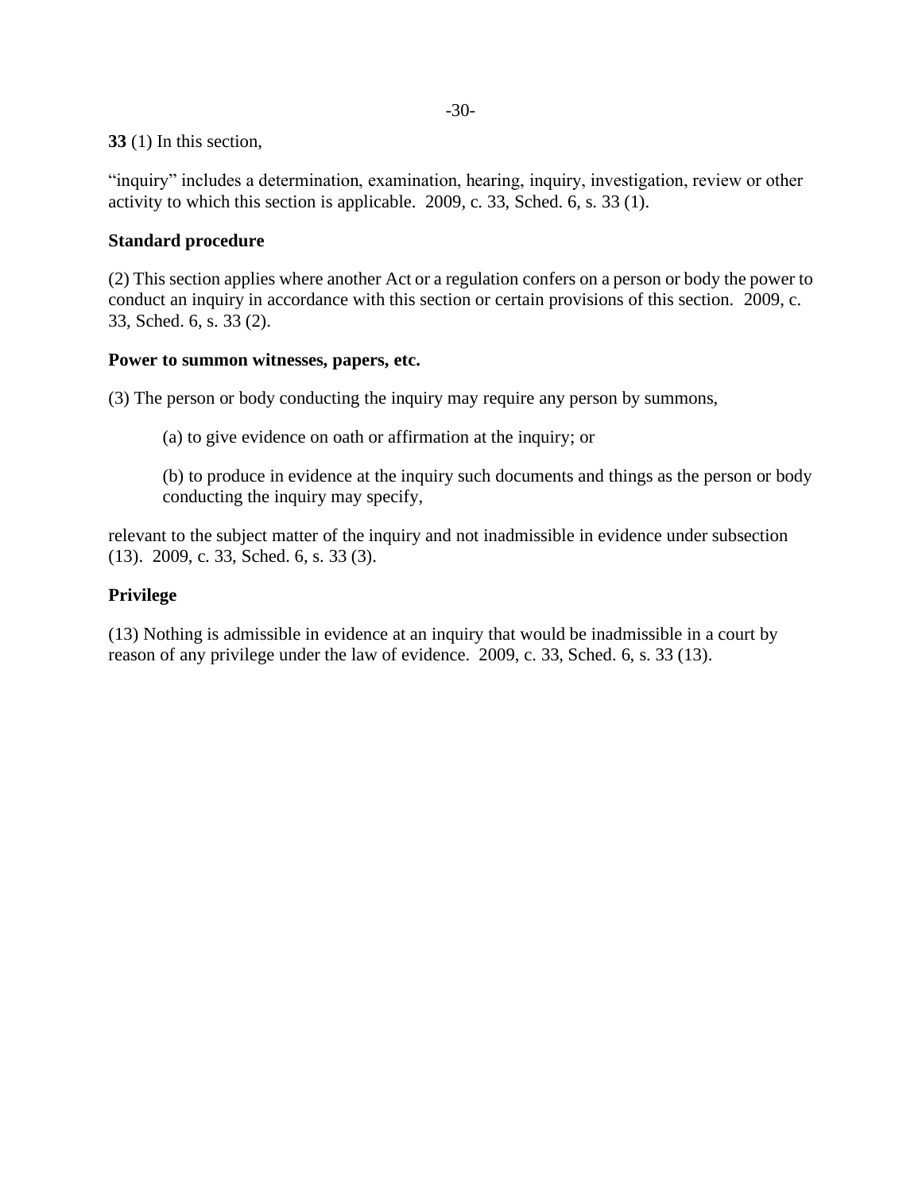**33** (1) In this section,

"inquiry" includes a determination, examination, hearing, inquiry, investigation, review or other activity to which this section is applicable. 2009, c. 33, Sched. 6, s. 33 (1).

**Standard procedure**

(2) This section applies where another Act or a regulation confers on a person or body the power to conduct an inquiry in accordance with this section or certain provisions of this section. 2009, c. 33, Sched. 6, s. 33 (2).

**Power to summon witnesses, papers, etc.**

(3) The person or body conducting the inquiry may require any person by summons,

> (a) to give evidence on oath or affirmation at the inquiry; or
>
> (b) to produce in evidence at the inquiry such documents and things as the person or body conducting the inquiry may specify,

relevant to the subject matter of the inquiry and not inadmissible in evidence under subsection (13). 2009, c. 33, Sched. 6, s. 33 (3).

**Privilege**

(13) Nothing is admissible in evidence at an inquiry that would be inadmissible in a court by reason of any privilege under the law of evidence. 2009, c. 33, Sched. 6, s. 33 (13).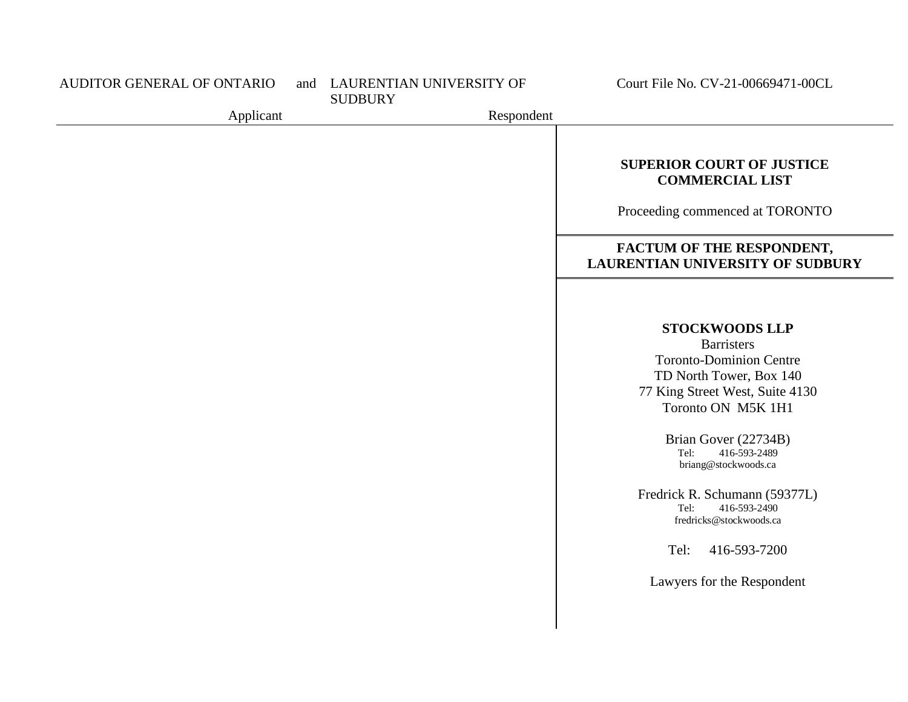AUDITOR GENERAL OF ONTARIO and LAURENTIAN UNIVERSITY OF SUDBURY

Applicant Respondent

Court File No. CV-21-00669471-00CL

**SUPERIOR COURT OF JUSTICE**
**COMMERCIAL LIST**

Proceeding commenced at TORONTO

**FACTUM OF THE RESPONDENT, LAURENTIAN UNIVERSITY OF SUDBURY**

**STOCKWOODS LLP**
Barristers
Toronto-Dominion Centre
TD North Tower, Box 140
77 King Street West, Suite 4130
Toronto ON M5K 1H1

Brian Gover (22734B)
Tel: 416-593-2489
briang@stockwoods.ca

Fredrick R. Schumann (59377L)
Tel: 416-593-2490
fredricks@stockwoods.ca

Tel: 416-593-7200

Lawyers for the Respondent